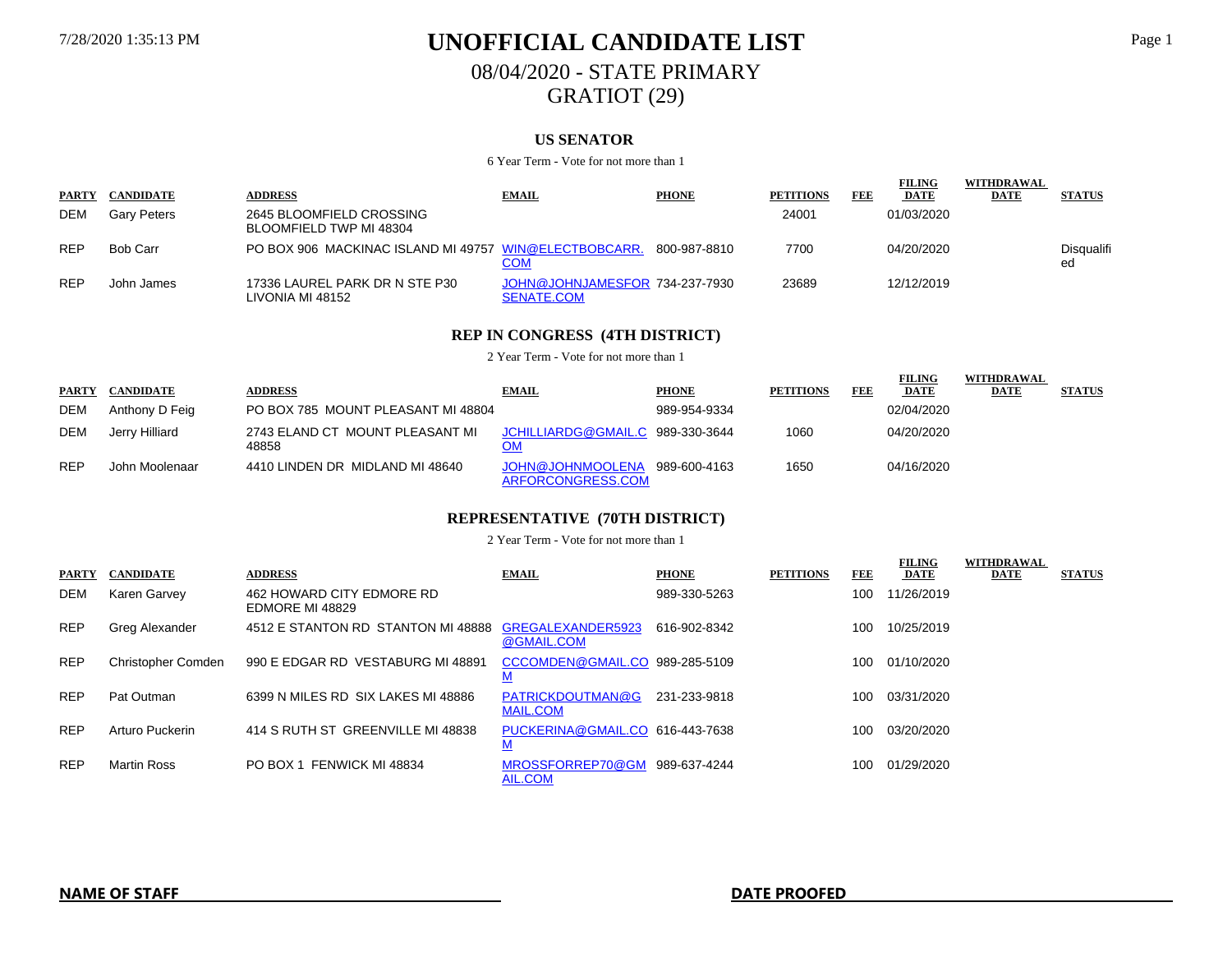# UNOFFICIAL CANDIDATE LIST

## 08/04/2020 - STATE PRIMARY

## GRATIOT (29)

### US SENATOR

6 Year Term - Vote for not more than 1

| PARTY | CANDIDATE | ADDRESS | EMAIL | PHONE | PETITIONS | FEE | FILING DATE | WITHDRAWAL DATE | STATUS |
|---|---|---|---|---|---|---|---|---|---|
| DEM | Gary Peters | 2645 BLOOMFIELD CROSSING BLOOMFIELD TWP MI 48304 | | | 24001 | | 01/03/2020 | | |
| REP | Bob Carr | PO BOX 906 MACKINAC ISLAND MI 49757 | WIN@ELECTBOBCARR.COM | 800-987-8810 | 7700 | | 04/20/2020 | | Disqualified |
| REP | John James | 17336 LAUREL PARK DR N STE P30 LIVONIA MI 48152 | JOHN@JOHNJAMESFORSENATE.COM | 734-237-7930 | 23689 | | 12/12/2019 | | |

### REP IN CONGRESS (4TH DISTRICT)

2 Year Term - Vote for not more than 1

| PARTY | CANDIDATE | ADDRESS | EMAIL | PHONE | PETITIONS | FEE | FILING DATE | WITHDRAWAL DATE | STATUS |
|---|---|---|---|---|---|---|---|---|---|
| DEM | Anthony D Feig | PO BOX 785 MOUNT PLEASANT MI 48804 | | 989-954-9334 | | | 02/04/2020 | | |
| DEM | Jerry Hilliard | 2743 ELAND CT MOUNT PLEASANT MI 48858 | JCHILLIARDG@GMAIL.COM | 989-330-3644 | 1060 | | 04/20/2020 | | |
| REP | John Moolenaar | 4410 LINDEN DR MIDLAND MI 48640 | JOHN@JOHNMOOLENAARFORCONGRESS.COM | 989-600-4163 | 1650 | | 04/16/2020 | | |

### REPRESENTATIVE (70TH DISTRICT)

2 Year Term - Vote for not more than 1

| PARTY | CANDIDATE | ADDRESS | EMAIL | PHONE | PETITIONS | FEE | FILING DATE | WITHDRAWAL DATE | STATUS |
|---|---|---|---|---|---|---|---|---|---|
| DEM | Karen Garvey | 462 HOWARD CITY EDMORE RD EDMORE MI 48829 | | 989-330-5263 | | 100 | 11/26/2019 | | |
| REP | Greg Alexander | 4512 E STANTON RD STANTON MI 48888 | GREGALEXANDER5923@GMAIL.COM | 616-902-8342 | | 100 | 10/25/2019 | | |
| REP | Christopher Comden | 990 E EDGAR RD VESTABURG MI 48891 | CCCOMDEN@GMAIL.COM | 989-285-5109 | | 100 | 01/10/2020 | | |
| REP | Pat Outman | 6399 N MILES RD SIX LAKES MI 48886 | PATRICKDOUTMAN@GMAIL.COM | 231-233-9818 | | 100 | 03/31/2020 | | |
| REP | Arturo Puckerin | 414 S RUTH ST GREENVILLE MI 48838 | PUCKERINA@GMAIL.COM | 616-443-7638 | | 100 | 03/20/2020 | | |
| REP | Martin Ross | PO BOX 1 FENWICK MI 48834 | MROSSFORREP70@GMAIL.COM | 989-637-4244 | | 100 | 01/29/2020 | | |

**NAME OF STAFF** ____________________ **DATE PROOFED** ____________________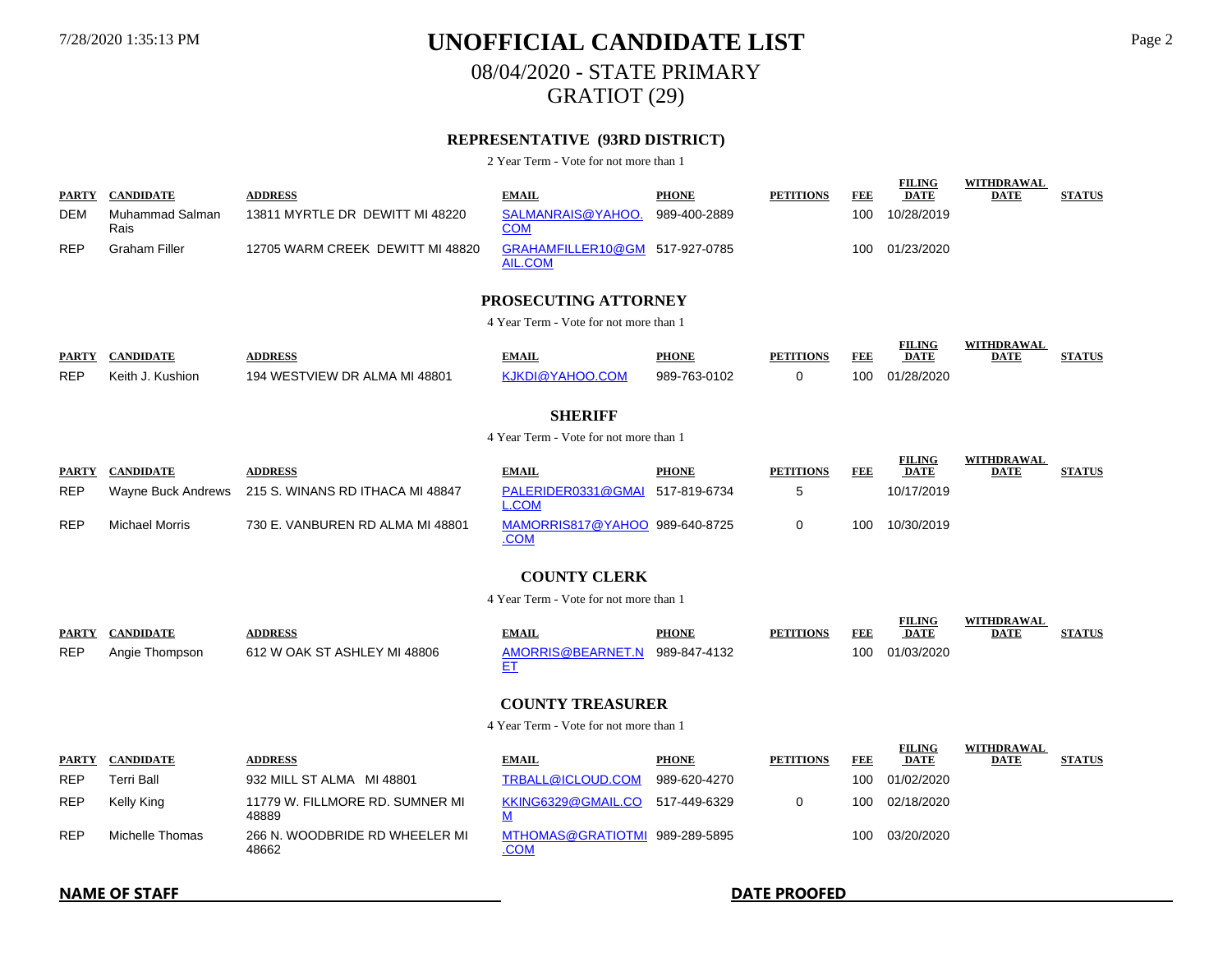# UNOFFICIAL CANDIDATE LIST

## 08/04/2020 - STATE PRIMARY

## GRATIOT (29)

### REPRESENTATIVE (93RD DISTRICT)

2 Year Term - Vote for not more than 1

| PARTY | CANDIDATE | ADDRESS | EMAIL | PHONE | PETITIONS | FEE | FILING DATE | WITHDRAWAL DATE | STATUS |
|---|---|---|---|---|---|---|---|---|---|
| DEM | Muhammad Salman Rais | 13811 MYRTLE DR DEWITT MI 48220 | SALMANRAIS@YAHOO.COM | 989-400-2889 | | 100 | 10/28/2019 | | |
| REP | Graham Filler | 12705 WARM CREEK DEWITT MI 48820 | GRAHAMFILLER10@GMAIL.COM | 517-927-0785 | | 100 | 01/23/2020 | | |

### PROSECUTING ATTORNEY

4 Year Term - Vote for not more than 1

| PARTY | CANDIDATE | ADDRESS | EMAIL | PHONE | PETITIONS | FEE | FILING DATE | WITHDRAWAL DATE | STATUS |
|---|---|---|---|---|---|---|---|---|---|
| REP | Keith J. Kushion | 194 WESTVIEW DR ALMA MI 48801 | KJKDI@YAHOO.COM | 989-763-0102 | 0 | 100 | 01/28/2020 | | |

### SHERIFF

4 Year Term - Vote for not more than 1

| PARTY | CANDIDATE | ADDRESS | EMAIL | PHONE | PETITIONS | FEE | FILING DATE | WITHDRAWAL DATE | STATUS |
|---|---|---|---|---|---|---|---|---|---|
| REP | Wayne Buck Andrews | 215 S. WINANS RD ITHACA MI 48847 | PALERIDER0331@GMAIL.COM | 517-819-6734 | 5 | | 10/17/2019 | | |
| REP | Michael Morris | 730 E. VANBUREN RD ALMA MI 48801 | MAMORRIS817@YAHOO.COM | 989-640-8725 | 0 | 100 | 10/30/2019 | | |

### COUNTY CLERK

4 Year Term - Vote for not more than 1

| PARTY | CANDIDATE | ADDRESS | EMAIL | PHONE | PETITIONS | FEE | FILING DATE | WITHDRAWAL DATE | STATUS |
|---|---|---|---|---|---|---|---|---|---|
| REP | Angie Thompson | 612 W OAK ST ASHLEY MI 48806 | AMORRIS@BEARNET.NET | 989-847-4132 | | 100 | 01/03/2020 | | |

### COUNTY TREASURER

4 Year Term - Vote for not more than 1

| PARTY | CANDIDATE | ADDRESS | EMAIL | PHONE | PETITIONS | FEE | FILING DATE | WITHDRAWAL DATE | STATUS |
|---|---|---|---|---|---|---|---|---|---|
| REP | Terri Ball | 932 MILL ST ALMA MI 48801 | TRBALL@ICLOUD.COM | 989-620-4270 | | 100 | 01/02/2020 | | |
| REP | Kelly King | 11779 W. FILLMORE RD. SUMNER MI 48889 | KKING6329@GMAIL.COM | 517-449-6329 | 0 | 100 | 02/18/2020 | | |
| REP | Michelle Thomas | 266 N. WOODBRIDE RD WHEELER MI 48662 | MTHOMAS@GRATIOTMI.COM | 989-289-5895 | | 100 | 03/20/2020 | | |

**NAME OF STAFF** ______________________ **DATE PROOFED** ______________________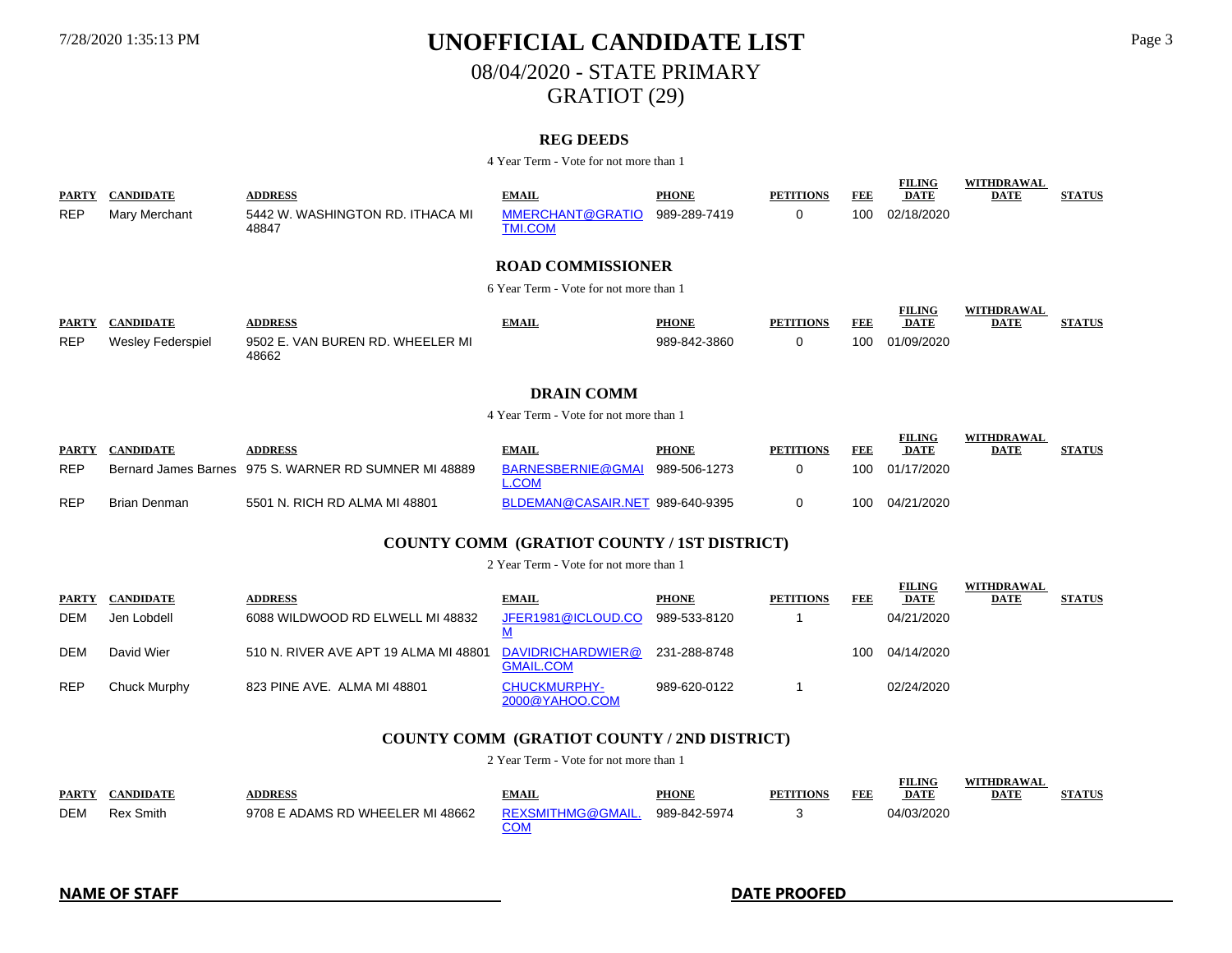# UNOFFICIAL CANDIDATE LIST

## 08/04/2020 - STATE PRIMARY

## GRATIOT (29)

### REG DEEDS

4 Year Term - Vote for not more than 1

| PARTY | CANDIDATE | ADDRESS | EMAIL | PHONE | PETITIONS | FEE | FILING DATE | WITHDRAWAL DATE | STATUS |
|---|---|---|---|---|---|---|---|---|---|
| REP | Mary Merchant | 5442 W. WASHINGTON RD. ITHACA MI 48847 | MMERCHANT@GRATIOTMI.COM | 989-289-7419 | 0 | 100 | 02/18/2020 | | |

### ROAD COMMISSIONER

6 Year Term - Vote for not more than 1

| PARTY | CANDIDATE | ADDRESS | EMAIL | PHONE | PETITIONS | FEE | FILING DATE | WITHDRAWAL DATE | STATUS |
|---|---|---|---|---|---|---|---|---|---|
| REP | Wesley Federspiel | 9502 E. VAN BUREN RD. WHEELER MI 48662 | | 989-842-3860 | 0 | 100 | 01/09/2020 | | |

### DRAIN COMM

4 Year Term - Vote for not more than 1

| PARTY | CANDIDATE | ADDRESS | EMAIL | PHONE | PETITIONS | FEE | FILING DATE | WITHDRAWAL DATE | STATUS |
|---|---|---|---|---|---|---|---|---|---|
| REP | Bernard James Barnes | 975 S. WARNER RD SUMNER MI 48889 | BARNESBERNIE@GMAIL.COM | 989-506-1273 | 0 | 100 | 01/17/2020 | | |
| REP | Brian Denman | 5501 N. RICH RD ALMA MI 48801 | BLDEMAN@CASAIR.NET | 989-640-9395 | 0 | 100 | 04/21/2020 | | |

### COUNTY COMM (GRATIOT COUNTY / 1ST DISTRICT)

2 Year Term - Vote for not more than 1

| PARTY | CANDIDATE | ADDRESS | EMAIL | PHONE | PETITIONS | FEE | FILING DATE | WITHDRAWAL DATE | STATUS |
|---|---|---|---|---|---|---|---|---|---|
| DEM | Jen Lobdell | 6088 WILDWOOD RD ELWELL MI 48832 | JFER1981@ICLOUD.COM | 989-533-8120 | 1 | | 04/21/2020 | | |
| DEM | David Wier | 510 N. RIVER AVE APT 19 ALMA MI 48801 | DAVIDRICHARDWIER@GMAIL.COM | 231-288-8748 | | 100 | 04/14/2020 | | |
| REP | Chuck Murphy | 823 PINE AVE. ALMA MI 48801 | CHUCKMURPHY-2000@YAHOO.COM | 989-620-0122 | 1 | | 02/24/2020 | | |

### COUNTY COMM (GRATIOT COUNTY / 2ND DISTRICT)

2 Year Term - Vote for not more than 1

| PARTY | CANDIDATE | ADDRESS | EMAIL | PHONE | PETITIONS | FEE | FILING DATE | WITHDRAWAL DATE | STATUS |
|---|---|---|---|---|---|---|---|---|---|
| DEM | Rex Smith | 9708 E ADAMS RD WHEELER MI 48662 | REXSMITHMG@GMAIL.COM | 989-842-5974 | 3 | | 04/03/2020 | | |

**NAME OF STAFF** ______________________ **DATE PROOFED** ______________________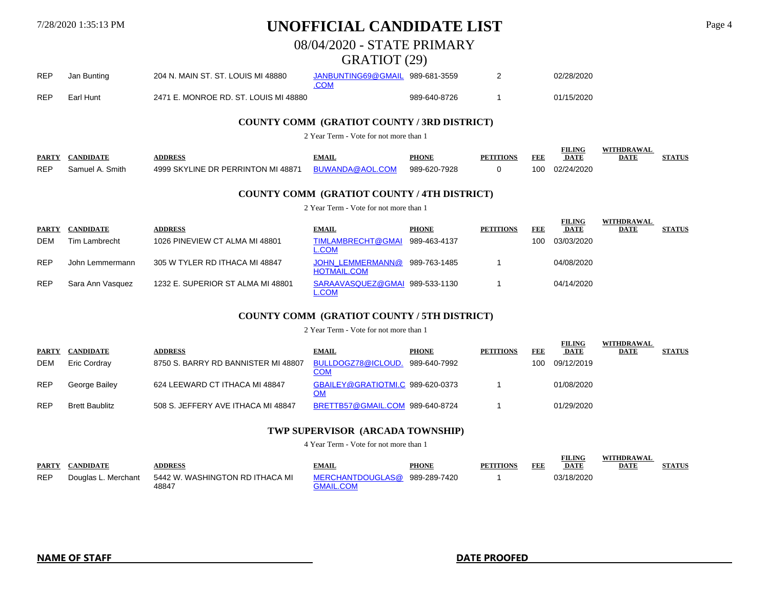# UNOFFICIAL CANDIDATE LIST

## 08/04/2020 - STATE PRIMARY

## GRATIOT (29)

| PARTY | CANDIDATE | ADDRESS | EMAIL | PHONE | PETITIONS | FEE | FILING DATE | WITHDRAWAL DATE | STATUS |
|---|---|---|---|---|---|---|---|---|---|
| REP | Jan Bunting | 204 N. MAIN ST. ST. LOUIS MI 48880 | JANBUNTING69@GMAIL.COM | 989-681-3559 | 2 | | 02/28/2020 | | |
| REP | Earl Hunt | 2471 E. MONROE RD. ST. LOUIS MI 48880 | | 989-640-8726 | 1 | | 01/15/2020 | | |

### COUNTY COMM (GRATIOT COUNTY / 3RD DISTRICT)

2 Year Term - Vote for not more than 1

| PARTY | CANDIDATE | ADDRESS | EMAIL | PHONE | PETITIONS | FEE | FILING DATE | WITHDRAWAL DATE | STATUS |
|---|---|---|---|---|---|---|---|---|---|
| REP | Samuel A. Smith | 4999 SKYLINE DR PERRINTON MI 48871 | BUWANDA@AOL.COM | 989-620-7928 | 0 | 100 | 02/24/2020 | | |

### COUNTY COMM (GRATIOT COUNTY / 4TH DISTRICT)

2 Year Term - Vote for not more than 1

| PARTY | CANDIDATE | ADDRESS | EMAIL | PHONE | PETITIONS | FEE | FILING DATE | WITHDRAWAL DATE | STATUS |
|---|---|---|---|---|---|---|---|---|---|
| DEM | Tim Lambrecht | 1026 PINEVIEW CT ALMA MI 48801 | TIMLAMBRECHT@GMAIL.COM | 989-463-4137 | | 100 | 03/03/2020 | | |
| REP | John Lemmermann | 305 W TYLER RD ITHACA MI 48847 | JOHN_LEMMERMANN@HOTMAIL.COM | 989-763-1485 | 1 | | 04/08/2020 | | |
| REP | Sara Ann Vasquez | 1232 E. SUPERIOR ST ALMA MI 48801 | SARAAVASQUEZ@GMAIL.COM | 989-533-1130 | 1 | | 04/14/2020 | | |

### COUNTY COMM (GRATIOT COUNTY / 5TH DISTRICT)

2 Year Term - Vote for not more than 1

| PARTY | CANDIDATE | ADDRESS | EMAIL | PHONE | PETITIONS | FEE | FILING DATE | WITHDRAWAL DATE | STATUS |
|---|---|---|---|---|---|---|---|---|---|
| DEM | Eric Cordray | 8750 S. BARRY RD BANNISTER MI 48807 | BULLDOGZ78@ICLOUD.COM | 989-640-7992 | | 100 | 09/12/2019 | | |
| REP | George Bailey | 624 LEEWARD CT ITHACA MI 48847 | GBAILEY@GRATIOTMI.COM | 989-620-0373 | 1 | | 01/08/2020 | | |
| REP | Brett Baublitz | 508 S. JEFFERY AVE ITHACA MI 48847 | BRETTB57@GMAIL.COM | 989-640-8724 | 1 | | 01/29/2020 | | |

### TWP SUPERVISOR (ARCADA TOWNSHIP)

4 Year Term - Vote for not more than 1

| PARTY | CANDIDATE | ADDRESS | EMAIL | PHONE | PETITIONS | FEE | FILING DATE | WITHDRAWAL DATE | STATUS |
|---|---|---|---|---|---|---|---|---|---|
| REP | Douglas L. Merchant | 5442 W. WASHINGTON RD ITHACA MI 48847 | MERCHANTDOUGLAS@GMAIL.COM | 989-289-7420 | 1 | | 03/18/2020 | | |

**NAME OF STAFF** ____________________ **DATE PROOFED** ____________________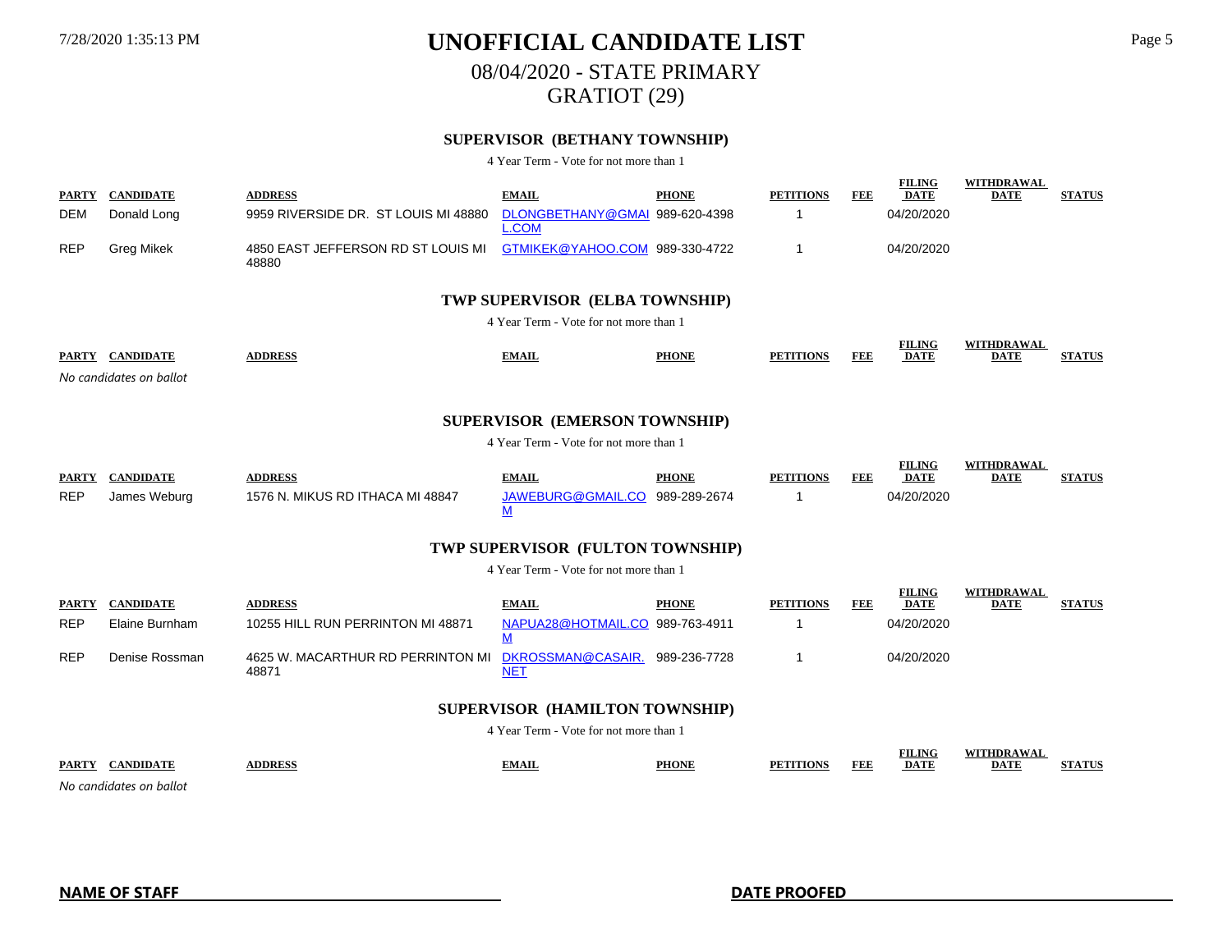# UNOFFICIAL CANDIDATE LIST

## 08/04/2020 - STATE PRIMARY

## GRATIOT (29)

### SUPERVISOR (BETHANY TOWNSHIP)

4 Year Term - Vote for not more than 1

| PARTY | CANDIDATE | ADDRESS | EMAIL | PHONE | PETITIONS | FEE | FILING DATE | WITHDRAWAL DATE | STATUS |
|---|---|---|---|---|---|---|---|---|---|
| DEM | Donald Long | 9959 RIVERSIDE DR. ST LOUIS MI 48880 | DLONGBETHANY@GMAIL.COM | 989-620-4398 | 1 | | 04/20/2020 | | |
| REP | Greg Mikek | 4850 EAST JEFFERSON RD ST LOUIS MI 48880 | GTMIKEK@YAHOO.COM | 989-330-4722 | 1 | | 04/20/2020 | | |

### TWP SUPERVISOR (ELBA TOWNSHIP)

4 Year Term - Vote for not more than 1

| PARTY | CANDIDATE | ADDRESS | EMAIL | PHONE | PETITIONS | FEE | FILING DATE | WITHDRAWAL DATE | STATUS |
|---|---|---|---|---|---|---|---|---|---|

*No candidates on ballot*

### SUPERVISOR (EMERSON TOWNSHIP)

4 Year Term - Vote for not more than 1

| PARTY | CANDIDATE | ADDRESS | EMAIL | PHONE | PETITIONS | FEE | FILING DATE | WITHDRAWAL DATE | STATUS |
|---|---|---|---|---|---|---|---|---|---|
| REP | James Weburg | 1576 N. MIKUS RD ITHACA MI 48847 | JAWEBURG@GMAIL.COM | 989-289-2674 | 1 | | 04/20/2020 | | |

### TWP SUPERVISOR (FULTON TOWNSHIP)

4 Year Term - Vote for not more than 1

| PARTY | CANDIDATE | ADDRESS | EMAIL | PHONE | PETITIONS | FEE | FILING DATE | WITHDRAWAL DATE | STATUS |
|---|---|---|---|---|---|---|---|---|---|
| REP | Elaine Burnham | 10255 HILL RUN PERRINTON MI 48871 | NAPUA28@HOTMAIL.COM | 989-763-4911 | 1 | | 04/20/2020 | | |
| REP | Denise Rossman | 4625 W. MACARTHUR RD PERRINTON MI 48871 | DKROSSMAN@CASAIR.NET | 989-236-7728 | 1 | | 04/20/2020 | | |

### SUPERVISOR (HAMILTON TOWNSHIP)

4 Year Term - Vote for not more than 1

| PARTY | CANDIDATE | ADDRESS | EMAIL | PHONE | PETITIONS | FEE | FILING DATE | WITHDRAWAL DATE | STATUS |
|---|---|---|---|---|---|---|---|---|---|

*No candidates on ballot*

**NAME OF STAFF** ____________________ **DATE PROOFED** ____________________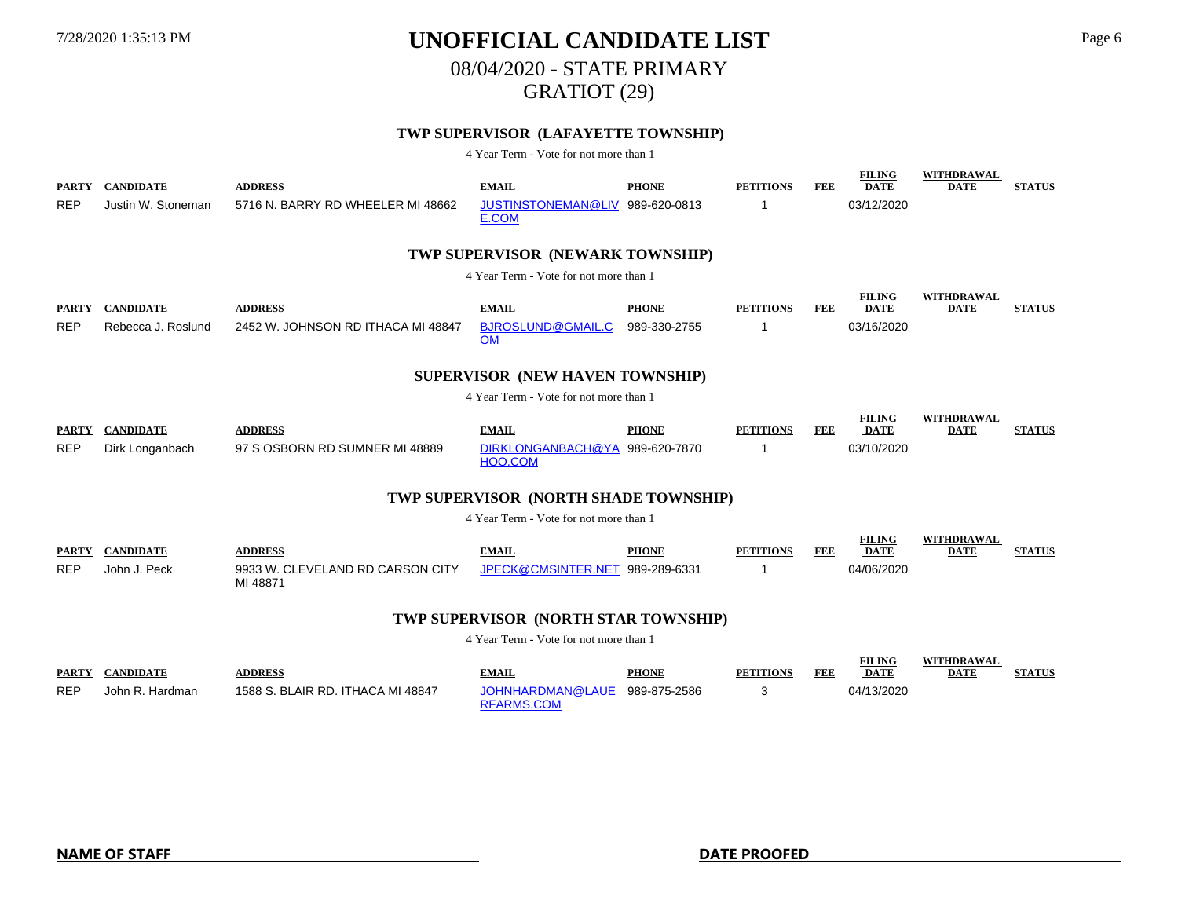# UNOFFICIAL CANDIDATE LIST

## 08/04/2020 - STATE PRIMARY

## GRATIOT (29)

### TWP SUPERVISOR (LAFAYETTE TOWNSHIP)

4 Year Term - Vote for not more than 1

| PARTY | CANDIDATE | ADDRESS | EMAIL | PHONE | PETITIONS | FEE | FILING DATE | WITHDRAWAL DATE | STATUS |
|---|---|---|---|---|---|---|---|---|---|
| REP | Justin W. Stoneman | 5716 N. BARRY RD WHEELER MI 48662 | JUSTINSTONEMAN@LIVE.COM | 989-620-0813 | 1 | | 03/12/2020 | | |

### TWP SUPERVISOR (NEWARK TOWNSHIP)

4 Year Term - Vote for not more than 1

| PARTY | CANDIDATE | ADDRESS | EMAIL | PHONE | PETITIONS | FEE | FILING DATE | WITHDRAWAL DATE | STATUS |
|---|---|---|---|---|---|---|---|---|---|
| REP | Rebecca J. Roslund | 2452 W. JOHNSON RD ITHACA MI 48847 | BJROSLUND@GMAIL.COM | 989-330-2755 | 1 | | 03/16/2020 | | |

### SUPERVISOR (NEW HAVEN TOWNSHIP)

4 Year Term - Vote for not more than 1

| PARTY | CANDIDATE | ADDRESS | EMAIL | PHONE | PETITIONS | FEE | FILING DATE | WITHDRAWAL DATE | STATUS |
|---|---|---|---|---|---|---|---|---|---|
| REP | Dirk Longanbach | 97 S OSBORN RD SUMNER MI 48889 | DIRKLONGANBACH@YAHOO.COM | 989-620-7870 | 1 | | 03/10/2020 | | |

### TWP SUPERVISOR (NORTH SHADE TOWNSHIP)

4 Year Term - Vote for not more than 1

| PARTY | CANDIDATE | ADDRESS | EMAIL | PHONE | PETITIONS | FEE | FILING DATE | WITHDRAWAL DATE | STATUS |
|---|---|---|---|---|---|---|---|---|---|
| REP | John J. Peck | 9933 W. CLEVELAND RD CARSON CITY MI 48871 | JPECK@CMSINTER.NET | 989-289-6331 | 1 | | 04/06/2020 | | |

### TWP SUPERVISOR (NORTH STAR TOWNSHIP)

4 Year Term - Vote for not more than 1

| PARTY | CANDIDATE | ADDRESS | EMAIL | PHONE | PETITIONS | FEE | FILING DATE | WITHDRAWAL DATE | STATUS |
|---|---|---|---|---|---|---|---|---|---|
| REP | John R. Hardman | 1588 S. BLAIR RD. ITHACA MI 48847 | JOHNHARDMAN@LAUERFARMS.COM | 989-875-2586 | 3 | | 04/13/2020 | | |

**NAME OF STAFF** ____________________ **DATE PROOFED** ____________________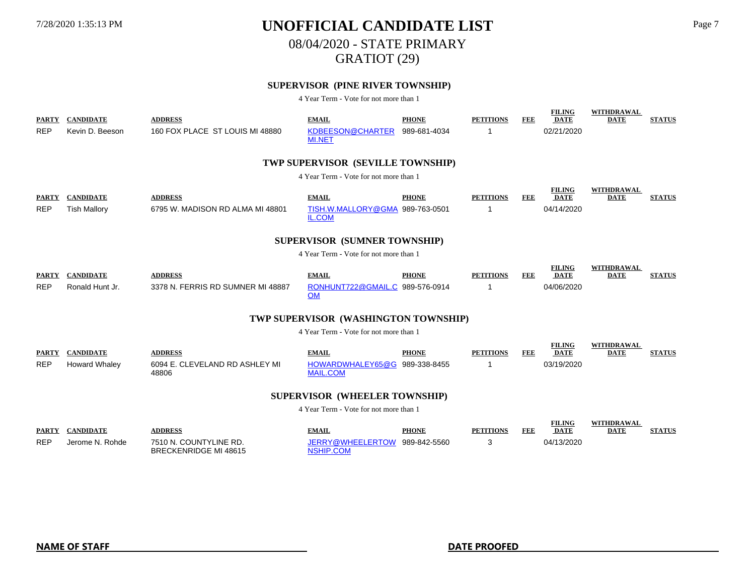# UNOFFICIAL CANDIDATE LIST

## 08/04/2020 - STATE PRIMARY

## GRATIOT (29)

### SUPERVISOR (PINE RIVER TOWNSHIP)

4 Year Term - Vote for not more than 1

| PARTY | CANDIDATE | ADDRESS | EMAIL | PHONE | PETITIONS | FEE | FILING DATE | WITHDRAWAL DATE | STATUS |
|---|---|---|---|---|---|---|---|---|---|
| REP | Kevin D. Beeson | 160 FOX PLACE ST LOUIS MI 48880 | KDBEESON@CHARTERMI.NET | 989-681-4034 | 1 | | 02/21/2020 | | |

### TWP SUPERVISOR (SEVILLE TOWNSHIP)

4 Year Term - Vote for not more than 1

| PARTY | CANDIDATE | ADDRESS | EMAIL | PHONE | PETITIONS | FEE | FILING DATE | WITHDRAWAL DATE | STATUS |
|---|---|---|---|---|---|---|---|---|---|
| REP | Tish Mallory | 6795 W. MADISON RD ALMA MI 48801 | TISH.W.MALLORY@GMAIL.COM | 989-763-0501 | 1 | | 04/14/2020 | | |

### SUPERVISOR (SUMNER TOWNSHIP)

4 Year Term - Vote for not more than 1

| PARTY | CANDIDATE | ADDRESS | EMAIL | PHONE | PETITIONS | FEE | FILING DATE | WITHDRAWAL DATE | STATUS |
|---|---|---|---|---|---|---|---|---|---|
| REP | Ronald Hunt Jr. | 3378 N. FERRIS RD SUMNER MI 48887 | RONHUNT722@GMAIL.COM | 989-576-0914 | 1 | | 04/06/2020 | | |

### TWP SUPERVISOR (WASHINGTON TOWNSHIP)

4 Year Term - Vote for not more than 1

| PARTY | CANDIDATE | ADDRESS | EMAIL | PHONE | PETITIONS | FEE | FILING DATE | WITHDRAWAL DATE | STATUS |
|---|---|---|---|---|---|---|---|---|---|
| REP | Howard Whaley | 6094 E. CLEVELAND RD ASHLEY MI 48806 | HOWARDWHALEY65@GMAIL.COM | 989-338-8455 | 1 | | 03/19/2020 | | |

### SUPERVISOR (WHEELER TOWNSHIP)

4 Year Term - Vote for not more than 1

| PARTY | CANDIDATE | ADDRESS | EMAIL | PHONE | PETITIONS | FEE | FILING DATE | WITHDRAWAL DATE | STATUS |
|---|---|---|---|---|---|---|---|---|---|
| REP | Jerome N. Rohde | 7510 N. COUNTYLINE RD. BRECKENRIDGE MI 48615 | JERRY@WHEELERTOWNSHIP.COM | 989-842-5560 | 3 | | 04/13/2020 | | |

**NAME OF STAFF** ______________________ **DATE PROOFED** ______________________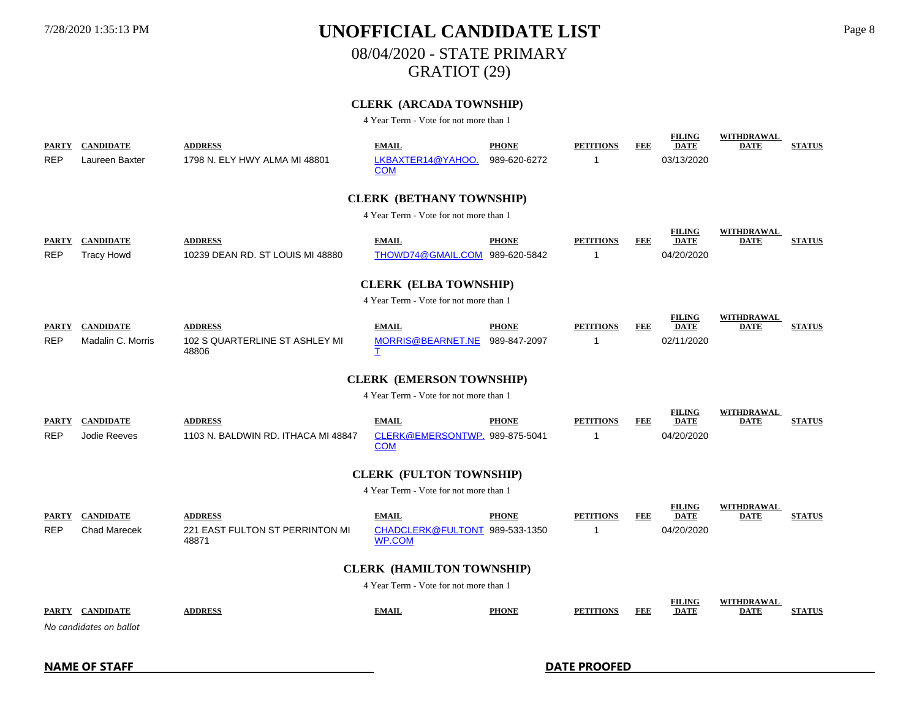# UNOFFICIAL CANDIDATE LIST

## 08/04/2020 - STATE PRIMARY

## GRATIOT (29)

### CLERK (ARCADA TOWNSHIP)

4 Year Term - Vote for not more than 1

| PARTY | CANDIDATE | ADDRESS | EMAIL | PHONE | PETITIONS | FEE | FILING DATE | WITHDRAWAL DATE | STATUS |
|---|---|---|---|---|---|---|---|---|---|
| REP | Laureen Baxter | 1798 N. ELY HWY ALMA MI 48801 | LKBAXTER14@YAHOO.COM | 989-620-6272 | 1 | | 03/13/2020 | | |

### CLERK (BETHANY TOWNSHIP)

4 Year Term - Vote for not more than 1

| PARTY | CANDIDATE | ADDRESS | EMAIL | PHONE | PETITIONS | FEE | FILING DATE | WITHDRAWAL DATE | STATUS |
|---|---|---|---|---|---|---|---|---|---|
| REP | Tracy Howd | 10239 DEAN RD. ST LOUIS MI 48880 | THOWD74@GMAIL.COM | 989-620-5842 | 1 | | 04/20/2020 | | |

### CLERK (ELBA TOWNSHIP)

4 Year Term - Vote for not more than 1

| PARTY | CANDIDATE | ADDRESS | EMAIL | PHONE | PETITIONS | FEE | FILING DATE | WITHDRAWAL DATE | STATUS |
|---|---|---|---|---|---|---|---|---|---|
| REP | Madalin C. Morris | 102 S QUARTERLINE ST ASHLEY MI 48806 | MORRIS@BEARNET.NET | 989-847-2097 | 1 | | 02/11/2020 | | |

### CLERK (EMERSON TOWNSHIP)

4 Year Term - Vote for not more than 1

| PARTY | CANDIDATE | ADDRESS | EMAIL | PHONE | PETITIONS | FEE | FILING DATE | WITHDRAWAL DATE | STATUS |
|---|---|---|---|---|---|---|---|---|---|
| REP | Jodie Reeves | 1103 N. BALDWIN RD. ITHACA MI 48847 | CLERK@EMERSONTWP.COM | 989-875-5041 | 1 | | 04/20/2020 | | |

### CLERK (FULTON TOWNSHIP)

4 Year Term - Vote for not more than 1

| PARTY | CANDIDATE | ADDRESS | EMAIL | PHONE | PETITIONS | FEE | FILING DATE | WITHDRAWAL DATE | STATUS |
|---|---|---|---|---|---|---|---|---|---|
| REP | Chad Marecek | 221 EAST FULTON ST PERRINTON MI 48871 | CHADCLERK@FULTONTWP.COM | 989-533-1350 | 1 | | 04/20/2020 | | |

### CLERK (HAMILTON TOWNSHIP)

4 Year Term - Vote for not more than 1

| PARTY | CANDIDATE | ADDRESS | EMAIL | PHONE | PETITIONS | FEE | FILING DATE | WITHDRAWAL DATE | STATUS |
|---|---|---|---|---|---|---|---|---|---|

*No candidates on ballot*

**NAME OF STAFF** ______________________ **DATE PROOFED** ______________________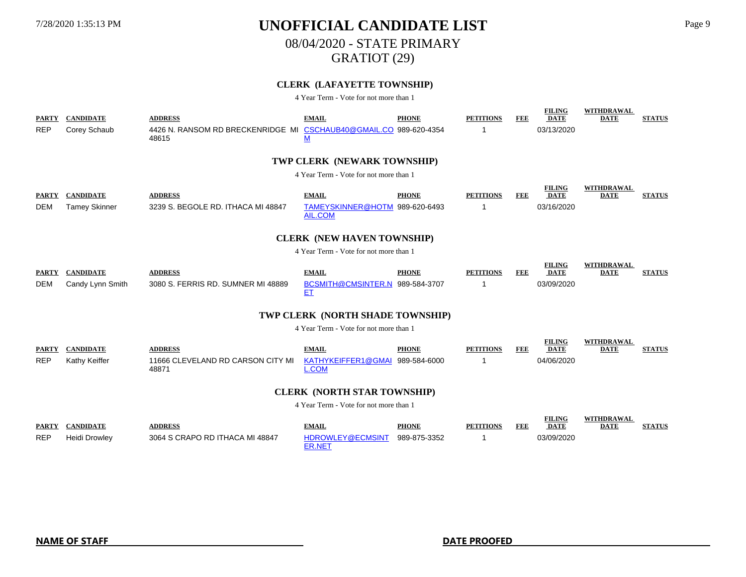# UNOFFICIAL CANDIDATE LIST

## 08/04/2020 - STATE PRIMARY

## GRATIOT (29)

### CLERK (LAFAYETTE TOWNSHIP)

4 Year Term - Vote for not more than 1

| PARTY | CANDIDATE | ADDRESS | EMAIL | PHONE | PETITIONS | FEE | FILING DATE | WITHDRAWAL DATE | STATUS |
|---|---|---|---|---|---|---|---|---|---|
| REP | Corey Schaub | 4426 N. RANSOM RD BRECKENRIDGE MI 48615 | CSCHAUB40@GMAIL.COM | 989-620-4354 | 1 | | 03/13/2020 | | |

### TWP CLERK (NEWARK TOWNSHIP)

4 Year Term - Vote for not more than 1

| PARTY | CANDIDATE | ADDRESS | EMAIL | PHONE | PETITIONS | FEE | FILING DATE | WITHDRAWAL DATE | STATUS |
|---|---|---|---|---|---|---|---|---|---|
| DEM | Tamey Skinner | 3239 S. BEGOLE RD. ITHACA MI 48847 | TAMEYSKINNER@HOTMAIL.COM | 989-620-6493 | 1 | | 03/16/2020 | | |

### CLERK (NEW HAVEN TOWNSHIP)

4 Year Term - Vote for not more than 1

| PARTY | CANDIDATE | ADDRESS | EMAIL | PHONE | PETITIONS | FEE | FILING DATE | WITHDRAWAL DATE | STATUS |
|---|---|---|---|---|---|---|---|---|---|
| DEM | Candy Lynn Smith | 3080 S. FERRIS RD. SUMNER MI 48889 | BCSMITH@CMSINTER.NET | 989-584-3707 | 1 | | 03/09/2020 | | |

### TWP CLERK (NORTH SHADE TOWNSHIP)

4 Year Term - Vote for not more than 1

| PARTY | CANDIDATE | ADDRESS | EMAIL | PHONE | PETITIONS | FEE | FILING DATE | WITHDRAWAL DATE | STATUS |
|---|---|---|---|---|---|---|---|---|---|
| REP | Kathy Keiffer | 11666 CLEVELAND RD CARSON CITY MI 48871 | KATHYKEIFFER1@GMAIL.COM | 989-584-6000 | 1 | | 04/06/2020 | | |

### CLERK (NORTH STAR TOWNSHIP)

4 Year Term - Vote for not more than 1

| PARTY | CANDIDATE | ADDRESS | EMAIL | PHONE | PETITIONS | FEE | FILING DATE | WITHDRAWAL DATE | STATUS |
|---|---|---|---|---|---|---|---|---|---|
| REP | Heidi Drowley | 3064 S CRAPO RD ITHACA MI 48847 | HDROWLEY@ECMSINTER.NET | 989-875-3352 | 1 | | 03/09/2020 | | |

**NAME OF STAFF** ______________________ **DATE PROOFED** ______________________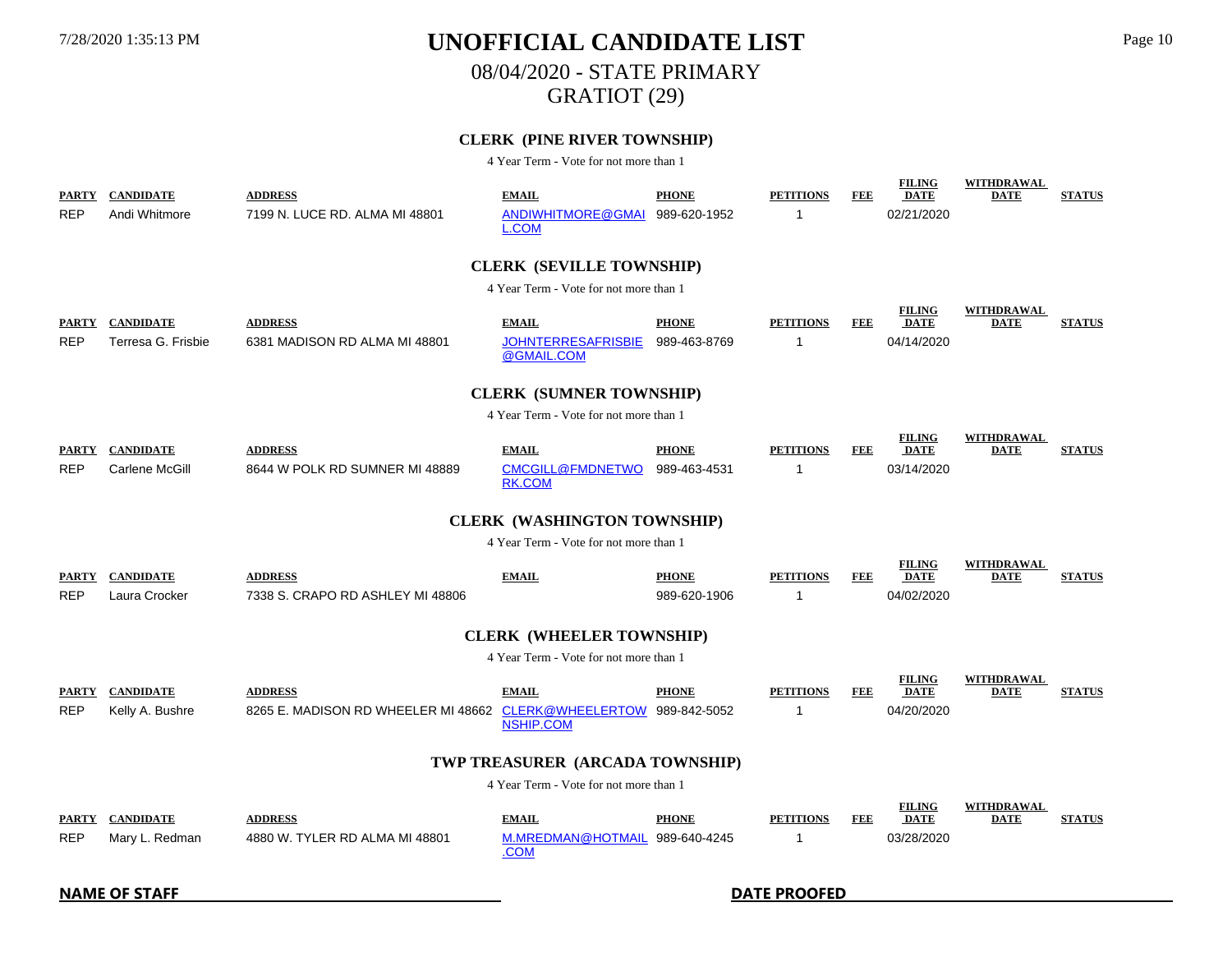# UNOFFICIAL CANDIDATE LIST

## 08/04/2020 - STATE PRIMARY

## GRATIOT (29)

### CLERK (PINE RIVER TOWNSHIP)

4 Year Term - Vote for not more than 1

| PARTY | CANDIDATE | ADDRESS | EMAIL | PHONE | PETITIONS | FEE | FILING DATE | WITHDRAWAL DATE | STATUS |
|---|---|---|---|---|---|---|---|---|---|
| REP | Andi Whitmore | 7199 N. LUCE RD. ALMA MI 48801 | ANDIWHITMORE@GMAIL.COM | 989-620-1952 | 1 | | 02/21/2020 | | |

### CLERK (SEVILLE TOWNSHIP)

4 Year Term - Vote for not more than 1

| PARTY | CANDIDATE | ADDRESS | EMAIL | PHONE | PETITIONS | FEE | FILING DATE | WITHDRAWAL DATE | STATUS |
|---|---|---|---|---|---|---|---|---|---|
| REP | Terresa G. Frisbie | 6381 MADISON RD ALMA MI 48801 | JOHNTERRESAFRISBIE@GMAIL.COM | 989-463-8769 | 1 | | 04/14/2020 | | |

### CLERK (SUMNER TOWNSHIP)

4 Year Term - Vote for not more than 1

| PARTY | CANDIDATE | ADDRESS | EMAIL | PHONE | PETITIONS | FEE | FILING DATE | WITHDRAWAL DATE | STATUS |
|---|---|---|---|---|---|---|---|---|---|
| REP | Carlene McGill | 8644 W POLK RD SUMNER MI 48889 | CMCGILL@FMDNETWORK.COM | 989-463-4531 | 1 | | 03/14/2020 | | |

### CLERK (WASHINGTON TOWNSHIP)

4 Year Term - Vote for not more than 1

| PARTY | CANDIDATE | ADDRESS | EMAIL | PHONE | PETITIONS | FEE | FILING DATE | WITHDRAWAL DATE | STATUS |
|---|---|---|---|---|---|---|---|---|---|
| REP | Laura Crocker | 7338 S. CRAPO RD ASHLEY MI 48806 | | 989-620-1906 | 1 | | 04/02/2020 | | |

### CLERK (WHEELER TOWNSHIP)

4 Year Term - Vote for not more than 1

| PARTY | CANDIDATE | ADDRESS | EMAIL | PHONE | PETITIONS | FEE | FILING DATE | WITHDRAWAL DATE | STATUS |
|---|---|---|---|---|---|---|---|---|---|
| REP | Kelly A. Bushre | 8265 E. MADISON RD WHEELER MI 48662 | CLERK@WHEELERTOWNSHIP.COM | 989-842-5052 | 1 | | 04/20/2020 | | |

### TWP TREASURER (ARCADA TOWNSHIP)

4 Year Term - Vote for not more than 1

| PARTY | CANDIDATE | ADDRESS | EMAIL | PHONE | PETITIONS | FEE | FILING DATE | WITHDRAWAL DATE | STATUS |
|---|---|---|---|---|---|---|---|---|---|
| REP | Mary L. Redman | 4880 W. TYLER RD ALMA MI 48801 | M.MREDMAN@HOTMAIL.COM | 989-640-4245 | 1 | | 03/28/2020 | | |

**NAME OF STAFF** ______________________ **DATE PROOFED** ______________________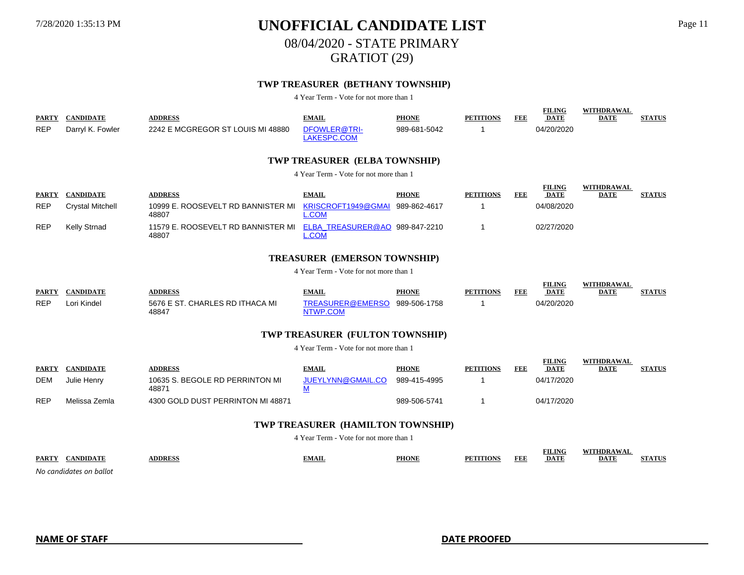# UNOFFICIAL CANDIDATE LIST

## 08/04/2020 - STATE PRIMARY

## GRATIOT (29)

### TWP TREASURER (BETHANY TOWNSHIP)

4 Year Term - Vote for not more than 1

| PARTY | CANDIDATE | ADDRESS | EMAIL | PHONE | PETITIONS | FEE | FILING DATE | WITHDRAWAL DATE | STATUS |
|---|---|---|---|---|---|---|---|---|---|
| REP | Darryl K. Fowler | 2242 E MCGREGOR ST LOUIS MI 48880 | DFOWLER@TRI-LAKESPC.COM | 989-681-5042 | 1 | | 04/20/2020 | | |

### TWP TREASURER (ELBA TOWNSHIP)

4 Year Term - Vote for not more than 1

| PARTY | CANDIDATE | ADDRESS | EMAIL | PHONE | PETITIONS | FEE | FILING DATE | WITHDRAWAL DATE | STATUS |
|---|---|---|---|---|---|---|---|---|---|
| REP | Crystal Mitchell | 10999 E. ROOSEVELT RD BANNISTER MI 48807 | KRISCROFT1949@GMAIL.COM | 989-862-4617 | 1 | | 04/08/2020 | | |
| REP | Kelly Strnad | 11579 E. ROOSEVELT RD BANNISTER MI 48807 | ELBA_TREASURER@AOL.COM | 989-847-2210 | 1 | | 02/27/2020 | | |

### TREASURER (EMERSON TOWNSHIP)

4 Year Term - Vote for not more than 1

| PARTY | CANDIDATE | ADDRESS | EMAIL | PHONE | PETITIONS | FEE | FILING DATE | WITHDRAWAL DATE | STATUS |
|---|---|---|---|---|---|---|---|---|---|
| REP | Lori Kindel | 5676 E ST. CHARLES RD ITHACA MI 48847 | TREASURER@EMERSONTWP.COM | 989-506-1758 | 1 | | 04/20/2020 | | |

### TWP TREASURER (FULTON TOWNSHIP)

4 Year Term - Vote for not more than 1

| PARTY | CANDIDATE | ADDRESS | EMAIL | PHONE | PETITIONS | FEE | FILING DATE | WITHDRAWAL DATE | STATUS |
|---|---|---|---|---|---|---|---|---|---|
| DEM | Julie Henry | 10635 S. BEGOLE RD PERRINTON MI 48871 | JUEYLYNN@GMAIL.COM | 989-415-4995 | 1 | | 04/17/2020 | | |
| REP | Melissa Zemla | 4300 GOLD DUST PERRINTON MI 48871 | | 989-506-5741 | 1 | | 04/17/2020 | | |

### TWP TREASURER (HAMILTON TOWNSHIP)

4 Year Term - Vote for not more than 1

| PARTY | CANDIDATE | ADDRESS | EMAIL | PHONE | PETITIONS | FEE | FILING DATE | WITHDRAWAL DATE | STATUS |
|---|---|---|---|---|---|---|---|---|---|

*No candidates on ballot*

**NAME OF STAFF** ____________________ **DATE PROOFED** ____________________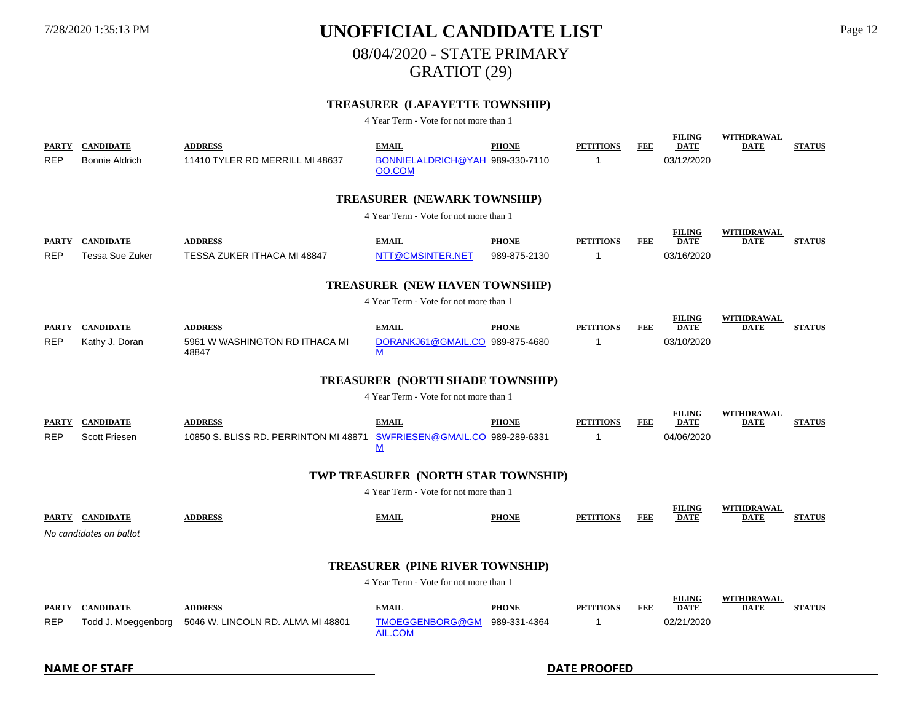# UNOFFICIAL CANDIDATE LIST

## 08/04/2020 - STATE PRIMARY

## GRATIOT (29)

### TREASURER (LAFAYETTE TOWNSHIP)

4 Year Term - Vote for not more than 1

| PARTY | CANDIDATE | ADDRESS | EMAIL | PHONE | PETITIONS | FEE | FILING DATE | WITHDRAWAL DATE | STATUS |
|---|---|---|---|---|---|---|---|---|---|
| REP | Bonnie Aldrich | 11410 TYLER RD MERRILL MI 48637 | BONNIELALDRICH@YAHOO.COM | 989-330-7110 | 1 | | 03/12/2020 | | |

### TREASURER (NEWARK TOWNSHIP)

4 Year Term - Vote for not more than 1

| PARTY | CANDIDATE | ADDRESS | EMAIL | PHONE | PETITIONS | FEE | FILING DATE | WITHDRAWAL DATE | STATUS |
|---|---|---|---|---|---|---|---|---|---|
| REP | Tessa Sue Zuker | TESSA ZUKER ITHACA MI 48847 | NTT@CMSINTER.NET | 989-875-2130 | 1 | | 03/16/2020 | | |

### TREASURER (NEW HAVEN TOWNSHIP)

4 Year Term - Vote for not more than 1

| PARTY | CANDIDATE | ADDRESS | EMAIL | PHONE | PETITIONS | FEE | FILING DATE | WITHDRAWAL DATE | STATUS |
|---|---|---|---|---|---|---|---|---|---|
| REP | Kathy J. Doran | 5961 W WASHINGTON RD ITHACA MI 48847 | DORANKJ61@GMAIL.COM | 989-875-4680 | 1 | | 03/10/2020 | | |

### TREASURER (NORTH SHADE TOWNSHIP)

4 Year Term - Vote for not more than 1

| PARTY | CANDIDATE | ADDRESS | EMAIL | PHONE | PETITIONS | FEE | FILING DATE | WITHDRAWAL DATE | STATUS |
|---|---|---|---|---|---|---|---|---|---|
| REP | Scott Friesen | 10850 S. BLISS RD. PERRINTON MI 48871 | SWFRIESEN@GMAIL.COM | 989-289-6331 | 1 | | 04/06/2020 | | |

### TWP TREASURER (NORTH STAR TOWNSHIP)

4 Year Term - Vote for not more than 1

| PARTY | CANDIDATE | ADDRESS | EMAIL | PHONE | PETITIONS | FEE | FILING DATE | WITHDRAWAL DATE | STATUS |
|---|---|---|---|---|---|---|---|---|---|

*No candidates on ballot*

### TREASURER (PINE RIVER TOWNSHIP)

4 Year Term - Vote for not more than 1

| PARTY | CANDIDATE | ADDRESS | EMAIL | PHONE | PETITIONS | FEE | FILING DATE | WITHDRAWAL DATE | STATUS |
|---|---|---|---|---|---|---|---|---|---|
| REP | Todd J. Moeggenborg | 5046 W. LINCOLN RD. ALMA MI 48801 | TMOEGGENBORG@GMAIL.COM | 989-331-4364 | 1 | | 02/21/2020 | | |

**NAME OF STAFF** ______________________ **DATE PROOFED** ______________________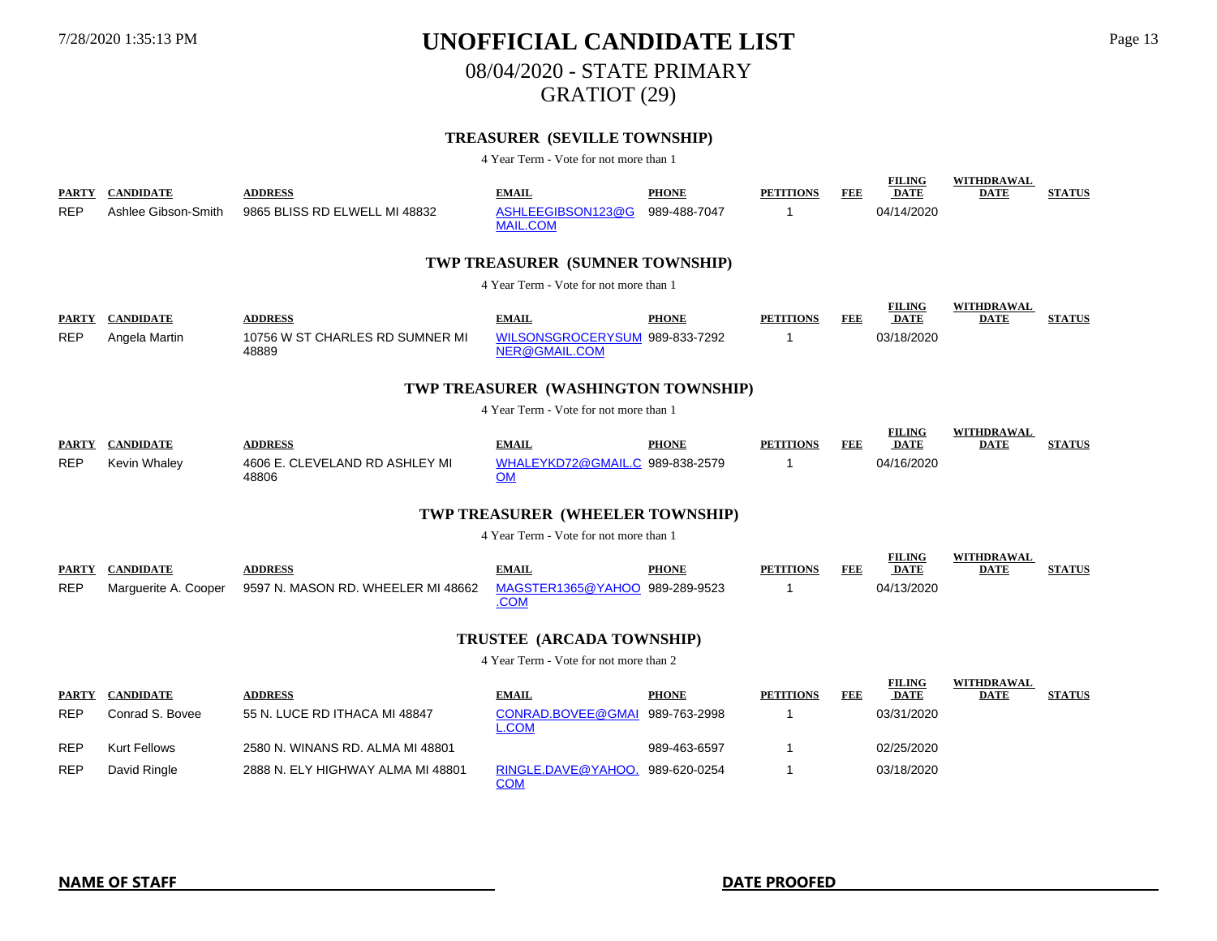# UNOFFICIAL CANDIDATE LIST

## 08/04/2020 - STATE PRIMARY

## GRATIOT (29)

### TREASURER (SEVILLE TOWNSHIP)

4 Year Term - Vote for not more than 1

| PARTY | CANDIDATE | ADDRESS | EMAIL | PHONE | PETITIONS | FEE | FILING DATE | WITHDRAWAL DATE | STATUS |
|---|---|---|---|---|---|---|---|---|---|
| REP | Ashlee Gibson-Smith | 9865 BLISS RD ELWELL MI 48832 | ASHLEEGIBSON123@GMAIL.COM | 989-488-7047 | 1 | | 04/14/2020 | | |

### TWP TREASURER (SUMNER TOWNSHIP)

4 Year Term - Vote for not more than 1

| PARTY | CANDIDATE | ADDRESS | EMAIL | PHONE | PETITIONS | FEE | FILING DATE | WITHDRAWAL DATE | STATUS |
|---|---|---|---|---|---|---|---|---|---|
| REP | Angela Martin | 10756 W ST CHARLES RD SUMNER MI 48889 | WILSONSGROCERYSUMNER@GMAIL.COM | 989-833-7292 | 1 | | 03/18/2020 | | |

### TWP TREASURER (WASHINGTON TOWNSHIP)

4 Year Term - Vote for not more than 1

| PARTY | CANDIDATE | ADDRESS | EMAIL | PHONE | PETITIONS | FEE | FILING DATE | WITHDRAWAL DATE | STATUS |
|---|---|---|---|---|---|---|---|---|---|
| REP | Kevin Whaley | 4606 E. CLEVELAND RD ASHLEY MI 48806 | WHALEYKD72@GMAIL.COM | 989-838-2579 | 1 | | 04/16/2020 | | |

### TWP TREASURER (WHEELER TOWNSHIP)

4 Year Term - Vote for not more than 1

| PARTY | CANDIDATE | ADDRESS | EMAIL | PHONE | PETITIONS | FEE | FILING DATE | WITHDRAWAL DATE | STATUS |
|---|---|---|---|---|---|---|---|---|---|
| REP | Marguerite A. Cooper | 9597 N. MASON RD. WHEELER MI 48662 | MAGSTER1365@YAHOO.COM | 989-289-9523 | 1 | | 04/13/2020 | | |

### TRUSTEE (ARCADA TOWNSHIP)

4 Year Term - Vote for not more than 2

| PARTY | CANDIDATE | ADDRESS | EMAIL | PHONE | PETITIONS | FEE | FILING DATE | WITHDRAWAL DATE | STATUS |
|---|---|---|---|---|---|---|---|---|---|
| REP | Conrad S. Bovee | 55 N. LUCE RD ITHACA MI 48847 | CONRAD.BOVEE@GMAIL.COM | 989-763-2998 | 1 | | 03/31/2020 | | |
| REP | Kurt Fellows | 2580 N. WINANS RD. ALMA MI 48801 | | 989-463-6597 | 1 | | 02/25/2020 | | |
| REP | David Ringle | 2888 N. ELY HIGHWAY ALMA MI 48801 | RINGLE.DAVE@YAHOO.COM | 989-620-0254 | 1 | | 03/18/2020 | | |

**NAME OF STAFF** ______________________ **DATE PROOFED** ______________________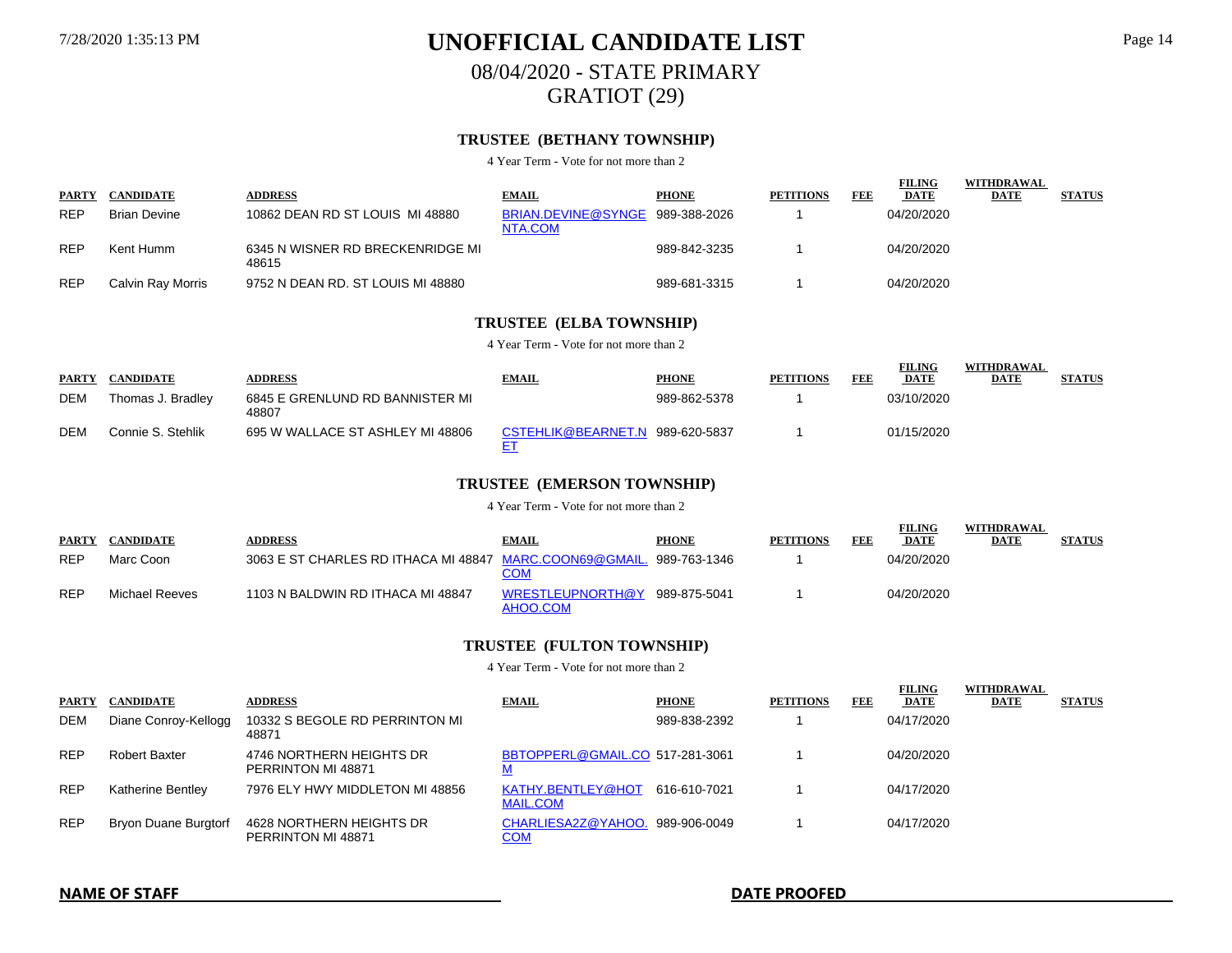# UNOFFICIAL CANDIDATE LIST

## 08/04/2020 - STATE PRIMARY

## GRATIOT (29)

### TRUSTEE (BETHANY TOWNSHIP)

4 Year Term - Vote for not more than 2

| PARTY | CANDIDATE | ADDRESS | EMAIL | PHONE | PETITIONS | FEE | FILING DATE | WITHDRAWAL DATE | STATUS |
|---|---|---|---|---|---|---|---|---|---|
| REP | Brian Devine | 10862 DEAN RD ST LOUIS MI 48880 | BRIAN.DEVINE@SYNGENTA.COM | 989-388-2026 | 1 | | 04/20/2020 | | |
| REP | Kent Humm | 6345 N WISNER RD BRECKENRIDGE MI 48615 | | 989-842-3235 | 1 | | 04/20/2020 | | |
| REP | Calvin Ray Morris | 9752 N DEAN RD. ST LOUIS MI 48880 | | 989-681-3315 | 1 | | 04/20/2020 | | |

### TRUSTEE (ELBA TOWNSHIP)

4 Year Term - Vote for not more than 2

| PARTY | CANDIDATE | ADDRESS | EMAIL | PHONE | PETITIONS | FEE | FILING DATE | WITHDRAWAL DATE | STATUS |
|---|---|---|---|---|---|---|---|---|---|
| DEM | Thomas J. Bradley | 6845 E GRENLUND RD BANNISTER MI 48807 | | 989-862-5378 | 1 | | 03/10/2020 | | |
| DEM | Connie S. Stehlik | 695 W WALLACE ST ASHLEY MI 48806 | CSTEHLIK@BEARNET.NET | 989-620-5837 | 1 | | 01/15/2020 | | |

### TRUSTEE (EMERSON TOWNSHIP)

4 Year Term - Vote for not more than 2

| PARTY | CANDIDATE | ADDRESS | EMAIL | PHONE | PETITIONS | FEE | FILING DATE | WITHDRAWAL DATE | STATUS |
|---|---|---|---|---|---|---|---|---|---|
| REP | Marc Coon | 3063 E ST CHARLES RD ITHACA MI 48847 | MARC.COON69@GMAIL.COM | 989-763-1346 | 1 | | 04/20/2020 | | |
| REP | Michael Reeves | 1103 N BALDWIN RD ITHACA MI 48847 | WRESTLEUPNORTH@YAHOO.COM | 989-875-5041 | 1 | | 04/20/2020 | | |

### TRUSTEE (FULTON TOWNSHIP)

4 Year Term - Vote for not more than 2

| PARTY | CANDIDATE | ADDRESS | EMAIL | PHONE | PETITIONS | FEE | FILING DATE | WITHDRAWAL DATE | STATUS |
|---|---|---|---|---|---|---|---|---|---|
| DEM | Diane Conroy-Kellogg | 10332 S BEGOLE RD PERRINTON MI 48871 | | 989-838-2392 | 1 | | 04/17/2020 | | |
| REP | Robert Baxter | 4746 NORTHERN HEIGHTS DR PERRINTON MI 48871 | BBTOPPERL@GMAIL.COM | 517-281-3061 | 1 | | 04/20/2020 | | |
| REP | Katherine Bentley | 7976 ELY HWY MIDDLETON MI 48856 | KATHY.BENTLEY@HOTMAIL.COM | 616-610-7021 | 1 | | 04/17/2020 | | |
| REP | Bryon Duane Burgtorf | 4628 NORTHERN HEIGHTS DR PERRINTON MI 48871 | CHARLIESA2Z@YAHOO.COM | 989-906-0049 | 1 | | 04/17/2020 | | |

**NAME OF STAFF** ______________________ **DATE PROOFED** ______________________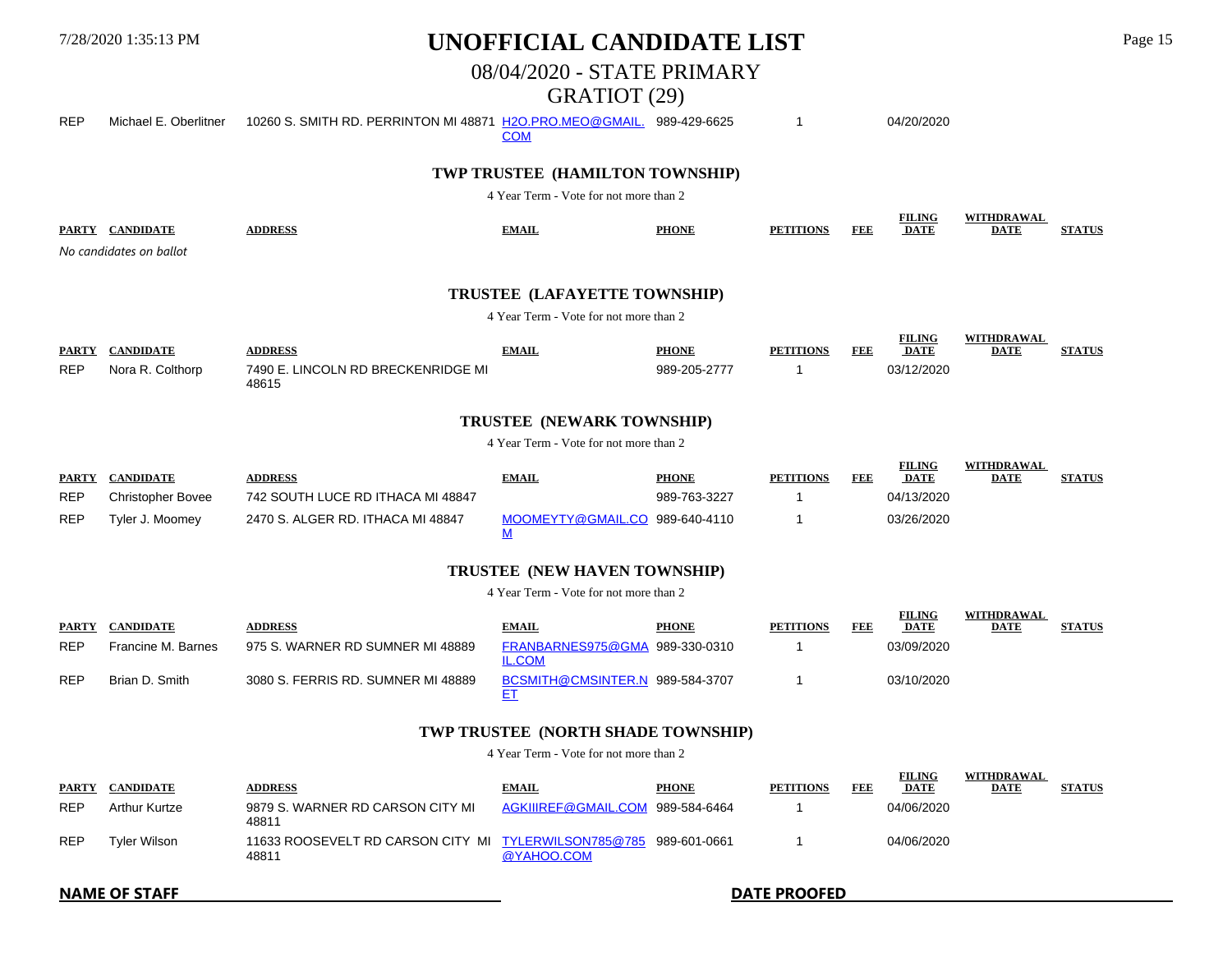| PARTY | CANDIDATE | ADDRESS | EMAIL | PHONE | PETITIONS | FEE | FILING DATE | WITHDRAWAL DATE | STATUS |
|---|---|---|---|---|---|---|---|---|---|
| REP | Michael E. Oberlitner | 10260 S. SMITH RD. PERRINTON MI 48871 | H2O.PRO.MEO@GMAIL.COM | 989-429-6625 | 1 | | 04/20/2020 | | |

## TWP TRUSTEE (HAMILTON TOWNSHIP)

4 Year Term - Vote for not more than 2

| PARTY | CANDIDATE | ADDRESS | EMAIL | PHONE | PETITIONS | FEE | FILING DATE | WITHDRAWAL DATE | STATUS |
|---|---|---|---|---|---|---|---|---|---|

*No candidates on ballot*

## TRUSTEE (LAFAYETTE TOWNSHIP)

4 Year Term - Vote for not more than 2

| PARTY | CANDIDATE | ADDRESS | EMAIL | PHONE | PETITIONS | FEE | FILING DATE | WITHDRAWAL DATE | STATUS |
|---|---|---|---|---|---|---|---|---|---|
| REP | Nora R. Colthorp | 7490 E. LINCOLN RD BRECKENRIDGE MI 48615 | | 989-205-2777 | 1 | | 03/12/2020 | | |

## TRUSTEE (NEWARK TOWNSHIP)

4 Year Term - Vote for not more than 2

| PARTY | CANDIDATE | ADDRESS | EMAIL | PHONE | PETITIONS | FEE | FILING DATE | WITHDRAWAL DATE | STATUS |
|---|---|---|---|---|---|---|---|---|---|
| REP | Christopher Bovee | 742 SOUTH LUCE RD ITHACA MI 48847 | | 989-763-3227 | 1 | | 04/13/2020 | | |
| REP | Tyler J. Moomey | 2470 S. ALGER RD. ITHACA MI 48847 | MOOMEYTY@GMAIL.COM | 989-640-4110 | 1 | | 03/26/2020 | | |

## TRUSTEE (NEW HAVEN TOWNSHIP)

4 Year Term - Vote for not more than 2

| PARTY | CANDIDATE | ADDRESS | EMAIL | PHONE | PETITIONS | FEE | FILING DATE | WITHDRAWAL DATE | STATUS |
|---|---|---|---|---|---|---|---|---|---|
| REP | Francine M. Barnes | 975 S. WARNER RD SUMNER MI 48889 | FRANBARNES975@GMAIL.COM | 989-330-0310 | 1 | | 03/09/2020 | | |
| REP | Brian D. Smith | 3080 S. FERRIS RD. SUMNER MI 48889 | BCSMITH@CMSINTER.NET | 989-584-3707 | 1 | | 03/10/2020 | | |

## TWP TRUSTEE (NORTH SHADE TOWNSHIP)

4 Year Term - Vote for not more than 2

| PARTY | CANDIDATE | ADDRESS | EMAIL | PHONE | PETITIONS | FEE | FILING DATE | WITHDRAWAL DATE | STATUS |
|---|---|---|---|---|---|---|---|---|---|
| REP | Arthur Kurtze | 9879 S. WARNER RD CARSON CITY MI 48811 | AGKIIIREF@GMAIL.COM | 989-584-6464 | 1 | | 04/06/2020 | | |
| REP | Tyler Wilson | 11633 ROOSEVELT RD CARSON CITY MI 48811 | TYLERWILSON785@785@YAHOO.COM | 989-601-0661 | 1 | | 04/06/2020 | | |

**NAME OF STAFF** ____________________ **DATE PROOFED** ____________________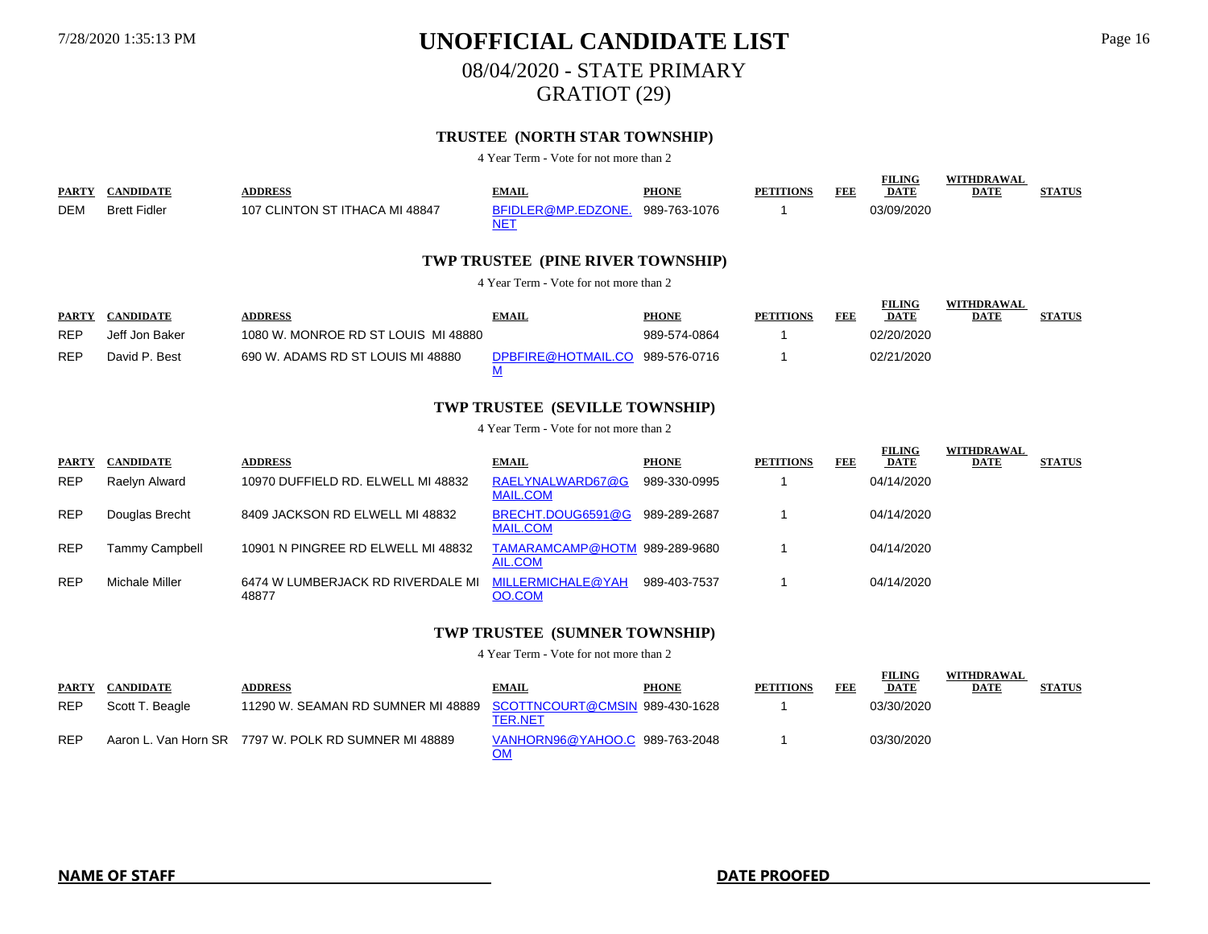# UNOFFICIAL CANDIDATE LIST

## 08/04/2020 - STATE PRIMARY

## GRATIOT (29)

### TRUSTEE (NORTH STAR TOWNSHIP)

4 Year Term - Vote for not more than 2

| PARTY | CANDIDATE | ADDRESS | EMAIL | PHONE | PETITIONS | FEE | FILING DATE | WITHDRAWAL DATE | STATUS |
|---|---|---|---|---|---|---|---|---|---|
| DEM | Brett Fidler | 107 CLINTON ST ITHACA MI 48847 | BFIDLER@MP.EDZONE.NET | 989-763-1076 | 1 | | 03/09/2020 | | |

### TWP TRUSTEE (PINE RIVER TOWNSHIP)

4 Year Term - Vote for not more than 2

| PARTY | CANDIDATE | ADDRESS | EMAIL | PHONE | PETITIONS | FEE | FILING DATE | WITHDRAWAL DATE | STATUS |
|---|---|---|---|---|---|---|---|---|---|
| REP | Jeff Jon Baker | 1080 W. MONROE RD ST LOUIS MI 48880 | | 989-574-0864 | 1 | | 02/20/2020 | | |
| REP | David P. Best | 690 W. ADAMS RD ST LOUIS MI 48880 | DPBFIRE@HOTMAIL.COM | 989-576-0716 | 1 | | 02/21/2020 | | |

### TWP TRUSTEE (SEVILLE TOWNSHIP)

4 Year Term - Vote for not more than 2

| PARTY | CANDIDATE | ADDRESS | EMAIL | PHONE | PETITIONS | FEE | FILING DATE | WITHDRAWAL DATE | STATUS |
|---|---|---|---|---|---|---|---|---|---|
| REP | Raelyn Alward | 10970 DUFFIELD RD. ELWELL MI 48832 | RAELYNALWARD67@GMAIL.COM | 989-330-0995 | 1 | | 04/14/2020 | | |
| REP | Douglas Brecht | 8409 JACKSON RD ELWELL MI 48832 | BRECHT.DOUG6591@GMAIL.COM | 989-289-2687 | 1 | | 04/14/2020 | | |
| REP | Tammy Campbell | 10901 N PINGREE RD ELWELL MI 48832 | TAMARAMCAMP@HOTMAIL.COM | 989-289-9680 | 1 | | 04/14/2020 | | |
| REP | Michale Miller | 6474 W LUMBERJACK RD RIVERDALE MI 48877 | MILLERMICHALE@YAHOO.COM | 989-403-7537 | 1 | | 04/14/2020 | | |

### TWP TRUSTEE (SUMNER TOWNSHIP)

4 Year Term - Vote for not more than 2

| PARTY | CANDIDATE | ADDRESS | EMAIL | PHONE | PETITIONS | FEE | FILING DATE | WITHDRAWAL DATE | STATUS |
|---|---|---|---|---|---|---|---|---|---|
| REP | Scott T. Beagle | 11290 W. SEAMAN RD SUMNER MI 48889 | SCOTTNCOURT@CMSINTER.NET | 989-430-1628 | 1 | | 03/30/2020 | | |
| REP | Aaron L. Van Horn SR | 7797 W. POLK RD SUMNER MI 48889 | VANHORN96@YAHOO.COM | 989-763-2048 | 1 | | 03/30/2020 | | |

**NAME OF STAFF** ______________________ **DATE PROOFED** ______________________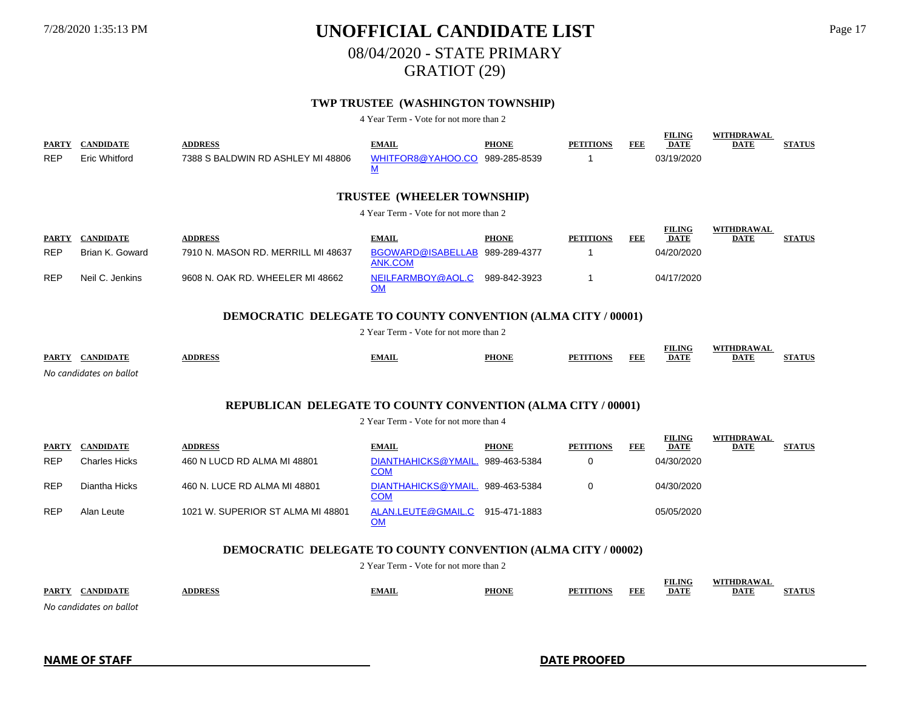# UNOFFICIAL CANDIDATE LIST

## 08/04/2020 - STATE PRIMARY

## GRATIOT (29)

### TWP TRUSTEE (WASHINGTON TOWNSHIP)

4 Year Term - Vote for not more than 2

| PARTY | CANDIDATE | ADDRESS | EMAIL | PHONE | PETITIONS | FEE | FILING DATE | WITHDRAWAL DATE | STATUS |
|---|---|---|---|---|---|---|---|---|---|
| REP | Eric Whitford | 7388 S BALDWIN RD ASHLEY MI 48806 | WHITFOR8@YAHOO.COM | 989-285-8539 | 1 | | 03/19/2020 | | |

### TRUSTEE (WHEELER TOWNSHIP)

4 Year Term - Vote for not more than 2

| PARTY | CANDIDATE | ADDRESS | EMAIL | PHONE | PETITIONS | FEE | FILING DATE | WITHDRAWAL DATE | STATUS |
|---|---|---|---|---|---|---|---|---|---|
| REP | Brian K. Goward | 7910 N. MASON RD. MERRILL MI 48637 | BGOWARD@ISABELLABANK.COM | 989-289-4377 | 1 | | 04/20/2020 | | |
| REP | Neil C. Jenkins | 9608 N. OAK RD. WHEELER MI 48662 | NEILFARMBOY@AOL.COM | 989-842-3923 | 1 | | 04/17/2020 | | |

### DEMOCRATIC DELEGATE TO COUNTY CONVENTION (ALMA CITY / 00001)

2 Year Term - Vote for not more than 2

| PARTY | CANDIDATE | ADDRESS | EMAIL | PHONE | PETITIONS | FEE | FILING DATE | WITHDRAWAL DATE | STATUS |
|---|---|---|---|---|---|---|---|---|---|

*No candidates on ballot*

### REPUBLICAN DELEGATE TO COUNTY CONVENTION (ALMA CITY / 00001)

2 Year Term - Vote for not more than 4

| PARTY | CANDIDATE | ADDRESS | EMAIL | PHONE | PETITIONS | FEE | FILING DATE | WITHDRAWAL DATE | STATUS |
|---|---|---|---|---|---|---|---|---|---|
| REP | Charles Hicks | 460 N LUCD RD ALMA MI 48801 | DIANTHAHICKS@YMAIL.COM | 989-463-5384 | 0 | | 04/30/2020 | | |
| REP | Diantha Hicks | 460 N. LUCE RD ALMA MI 48801 | DIANTHAHICKS@YMAIL.COM | 989-463-5384 | 0 | | 04/30/2020 | | |
| REP | Alan Leute | 1021 W. SUPERIOR ST ALMA MI 48801 | ALAN.LEUTE@GMAIL.COM | 915-471-1883 | | | 05/05/2020 | | |

### DEMOCRATIC DELEGATE TO COUNTY CONVENTION (ALMA CITY / 00002)

2 Year Term - Vote for not more than 2

| PARTY | CANDIDATE | ADDRESS | EMAIL | PHONE | PETITIONS | FEE | FILING DATE | WITHDRAWAL DATE | STATUS |
|---|---|---|---|---|---|---|---|---|---|

*No candidates on ballot*

**NAME OF STAFF** ______________________ **DATE PROOFED** ______________________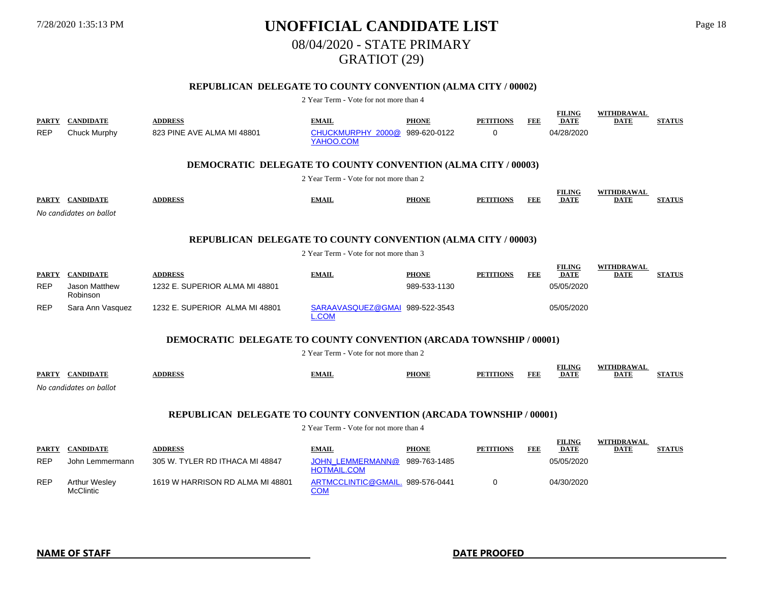# UNOFFICIAL CANDIDATE LIST

## 08/04/2020 - STATE PRIMARY

## GRATIOT (29)

### REPUBLICAN DELEGATE TO COUNTY CONVENTION (ALMA CITY / 00002)

2 Year Term - Vote for not more than 4

| PARTY | CANDIDATE | ADDRESS | EMAIL | PHONE | PETITIONS | FEE | FILING DATE | WITHDRAWAL DATE | STATUS |
|---|---|---|---|---|---|---|---|---|---|
| REP | Chuck Murphy | 823 PINE AVE ALMA MI 48801 | CHUCKMURPHY_2000@YAHOO.COM | 989-620-0122 | 0 | | 04/28/2020 | | |

### DEMOCRATIC DELEGATE TO COUNTY CONVENTION (ALMA CITY / 00003)

2 Year Term - Vote for not more than 2

| PARTY | CANDIDATE | ADDRESS | EMAIL | PHONE | PETITIONS | FEE | FILING DATE | WITHDRAWAL DATE | STATUS |
|---|---|---|---|---|---|---|---|---|---|

*No candidates on ballot*

### REPUBLICAN DELEGATE TO COUNTY CONVENTION (ALMA CITY / 00003)

2 Year Term - Vote for not more than 3

| PARTY | CANDIDATE | ADDRESS | EMAIL | PHONE | PETITIONS | FEE | FILING DATE | WITHDRAWAL DATE | STATUS |
|---|---|---|---|---|---|---|---|---|---|
| REP | Jason Matthew Robinson | 1232 E. SUPERIOR ALMA MI 48801 | | 989-533-1130 | | | 05/05/2020 | | |
| REP | Sara Ann Vasquez | 1232 E. SUPERIOR ALMA MI 48801 | SARAAVASQUEZ@GMAIL.COM | 989-522-3543 | | | 05/05/2020 | | |

### DEMOCRATIC DELEGATE TO COUNTY CONVENTION (ARCADA TOWNSHIP / 00001)

2 Year Term - Vote for not more than 2

| PARTY | CANDIDATE | ADDRESS | EMAIL | PHONE | PETITIONS | FEE | FILING DATE | WITHDRAWAL DATE | STATUS |
|---|---|---|---|---|---|---|---|---|---|

*No candidates on ballot*

### REPUBLICAN DELEGATE TO COUNTY CONVENTION (ARCADA TOWNSHIP / 00001)

2 Year Term - Vote for not more than 4

| PARTY | CANDIDATE | ADDRESS | EMAIL | PHONE | PETITIONS | FEE | FILING DATE | WITHDRAWAL DATE | STATUS |
|---|---|---|---|---|---|---|---|---|---|
| REP | John Lemmermann | 305 W. TYLER RD ITHACA MI 48847 | JOHN_LEMMERMANN@HOTMAIL.COM | 989-763-1485 | | | 05/05/2020 | | |
| REP | Arthur Wesley McClintic | 1619 W HARRISON RD ALMA MI 48801 | ARTMCCLINTIC@GMAIL.COM | 989-576-0441 | 0 | | 04/30/2020 | | |

**NAME OF STAFF** ______________________ **DATE PROOFED** ______________________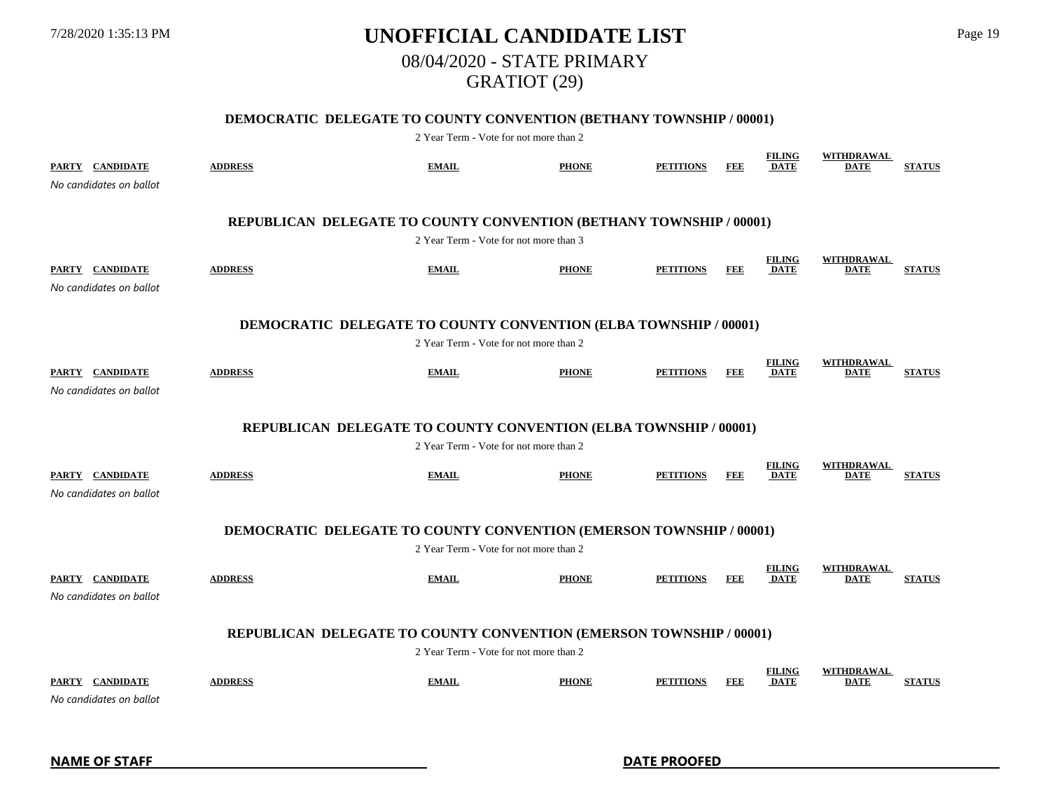# UNOFFICIAL CANDIDATE LIST

## 08/04/2020 - STATE PRIMARY

## GRATIOT (29)

### DEMOCRATIC DELEGATE TO COUNTY CONVENTION (BETHANY TOWNSHIP / 00001)

2 Year Term - Vote for not more than 2

| PARTY | CANDIDATE | ADDRESS | EMAIL | PHONE | PETITIONS | FEE | FILING DATE | WITHDRAWAL DATE | STATUS |
|---|---|---|---|---|---|---|---|---|---|

*No candidates on ballot*

### REPUBLICAN DELEGATE TO COUNTY CONVENTION (BETHANY TOWNSHIP / 00001)

2 Year Term - Vote for not more than 3

| PARTY | CANDIDATE | ADDRESS | EMAIL | PHONE | PETITIONS | FEE | FILING DATE | WITHDRAWAL DATE | STATUS |
|---|---|---|---|---|---|---|---|---|---|

*No candidates on ballot*

### DEMOCRATIC DELEGATE TO COUNTY CONVENTION (ELBA TOWNSHIP / 00001)

2 Year Term - Vote for not more than 2

| PARTY | CANDIDATE | ADDRESS | EMAIL | PHONE | PETITIONS | FEE | FILING DATE | WITHDRAWAL DATE | STATUS |
|---|---|---|---|---|---|---|---|---|---|

*No candidates on ballot*

### REPUBLICAN DELEGATE TO COUNTY CONVENTION (ELBA TOWNSHIP / 00001)

2 Year Term - Vote for not more than 2

| PARTY | CANDIDATE | ADDRESS | EMAIL | PHONE | PETITIONS | FEE | FILING DATE | WITHDRAWAL DATE | STATUS |
|---|---|---|---|---|---|---|---|---|---|

*No candidates on ballot*

### DEMOCRATIC DELEGATE TO COUNTY CONVENTION (EMERSON TOWNSHIP / 00001)

2 Year Term - Vote for not more than 2

| PARTY | CANDIDATE | ADDRESS | EMAIL | PHONE | PETITIONS | FEE | FILING DATE | WITHDRAWAL DATE | STATUS |
|---|---|---|---|---|---|---|---|---|---|

*No candidates on ballot*

### REPUBLICAN DELEGATE TO COUNTY CONVENTION (EMERSON TOWNSHIP / 00001)

2 Year Term - Vote for not more than 2

| PARTY | CANDIDATE | ADDRESS | EMAIL | PHONE | PETITIONS | FEE | FILING DATE | WITHDRAWAL DATE | STATUS |
|---|---|---|---|---|---|---|---|---|---|

*No candidates on ballot*

**NAME OF STAFF** ______________________ **DATE PROOFED** ______________________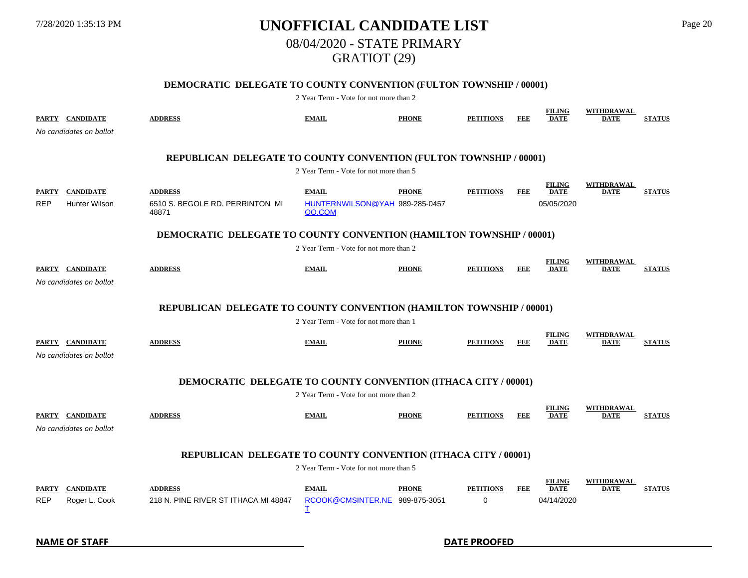# UNOFFICIAL CANDIDATE LIST

## 08/04/2020 - STATE PRIMARY

## GRATIOT (29)

### DEMOCRATIC DELEGATE TO COUNTY CONVENTION (FULTON TOWNSHIP / 00001)

2 Year Term - Vote for not more than 2

| PARTY | CANDIDATE | ADDRESS | EMAIL | PHONE | PETITIONS | FEE | FILING DATE | WITHDRAWAL DATE | STATUS |
|---|---|---|---|---|---|---|---|---|---|

*No candidates on ballot*

### REPUBLICAN DELEGATE TO COUNTY CONVENTION (FULTON TOWNSHIP / 00001)

2 Year Term - Vote for not more than 5

| PARTY | CANDIDATE | ADDRESS | EMAIL | PHONE | PETITIONS | FEE | FILING DATE | WITHDRAWAL DATE | STATUS |
|---|---|---|---|---|---|---|---|---|---|
| REP | Hunter Wilson | 6510 S. BEGOLE RD. PERRINTON MI 48871 | HUNTERNWILSON@YAHOO.COM | 989-285-0457 | | | 05/05/2020 | | |

### DEMOCRATIC DELEGATE TO COUNTY CONVENTION (HAMILTON TOWNSHIP / 00001)

2 Year Term - Vote for not more than 2

| PARTY | CANDIDATE | ADDRESS | EMAIL | PHONE | PETITIONS | FEE | FILING DATE | WITHDRAWAL DATE | STATUS |
|---|---|---|---|---|---|---|---|---|---|

*No candidates on ballot*

### REPUBLICAN DELEGATE TO COUNTY CONVENTION (HAMILTON TOWNSHIP / 00001)

2 Year Term - Vote for not more than 1

| PARTY | CANDIDATE | ADDRESS | EMAIL | PHONE | PETITIONS | FEE | FILING DATE | WITHDRAWAL DATE | STATUS |
|---|---|---|---|---|---|---|---|---|---|

*No candidates on ballot*

### DEMOCRATIC DELEGATE TO COUNTY CONVENTION (ITHACA CITY / 00001)

2 Year Term - Vote for not more than 2

| PARTY | CANDIDATE | ADDRESS | EMAIL | PHONE | PETITIONS | FEE | FILING DATE | WITHDRAWAL DATE | STATUS |
|---|---|---|---|---|---|---|---|---|---|

*No candidates on ballot*

### REPUBLICAN DELEGATE TO COUNTY CONVENTION (ITHACA CITY / 00001)

2 Year Term - Vote for not more than 5

| PARTY | CANDIDATE | ADDRESS | EMAIL | PHONE | PETITIONS | FEE | FILING DATE | WITHDRAWAL DATE | STATUS |
|---|---|---|---|---|---|---|---|---|---|
| REP | Roger L. Cook | 218 N. PINE RIVER ST ITHACA MI 48847 | RCOOK@CMSINTER.NET | 989-875-3051 | 0 | | 04/14/2020 | | |

**NAME OF STAFF** ______________________ **DATE PROOFED** ______________________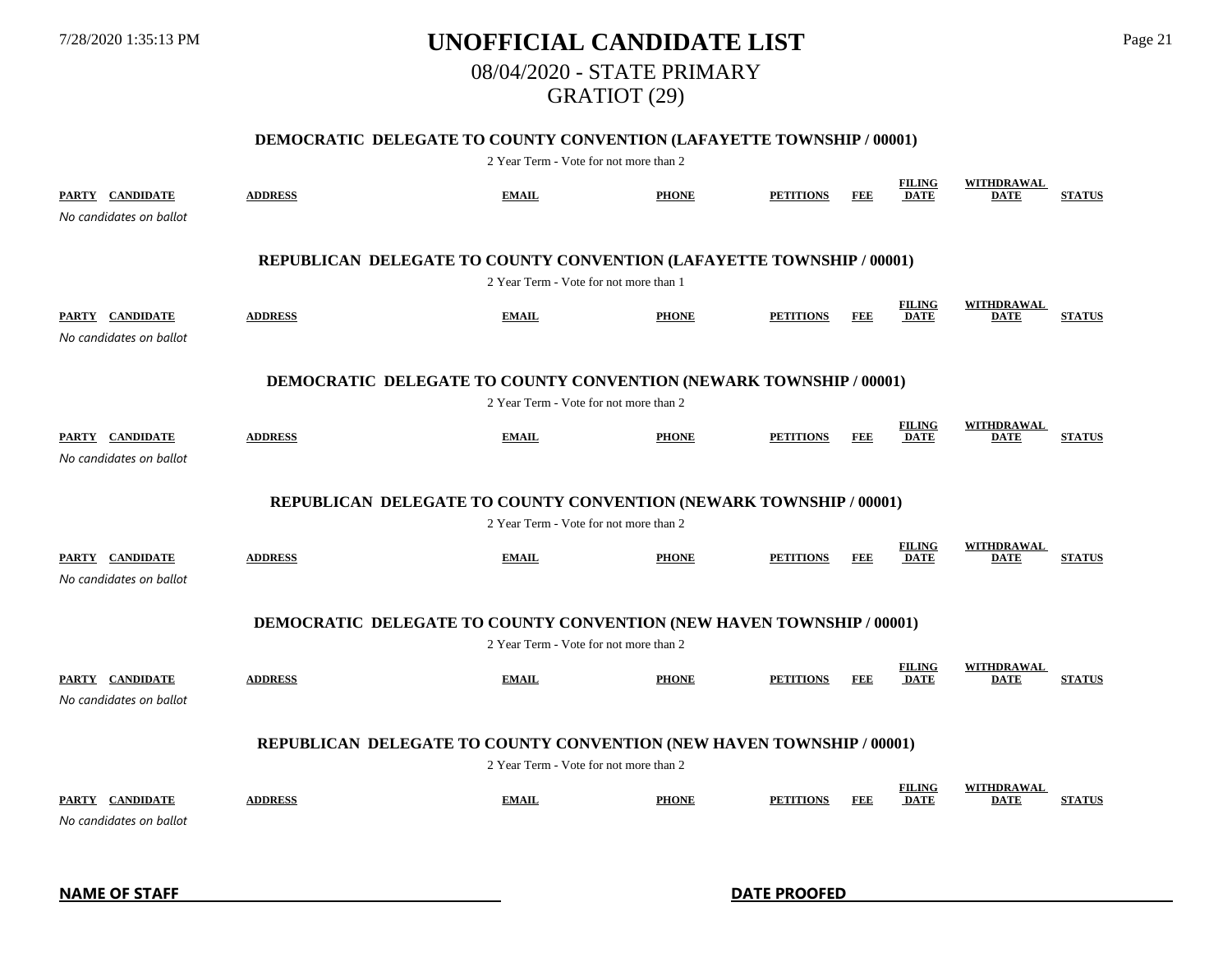# UNOFFICIAL CANDIDATE LIST

## 08/04/2020 - STATE PRIMARY

## GRATIOT (29)

### DEMOCRATIC DELEGATE TO COUNTY CONVENTION (LAFAYETTE TOWNSHIP / 00001)

2 Year Term - Vote for not more than 2

| PARTY | CANDIDATE | ADDRESS | EMAIL | PHONE | PETITIONS | FEE | FILING DATE | WITHDRAWAL DATE | STATUS |
|---|---|---|---|---|---|---|---|---|---|

*No candidates on ballot*

### REPUBLICAN DELEGATE TO COUNTY CONVENTION (LAFAYETTE TOWNSHIP / 00001)

2 Year Term - Vote for not more than 1

| PARTY | CANDIDATE | ADDRESS | EMAIL | PHONE | PETITIONS | FEE | FILING DATE | WITHDRAWAL DATE | STATUS |
|---|---|---|---|---|---|---|---|---|---|

*No candidates on ballot*

### DEMOCRATIC DELEGATE TO COUNTY CONVENTION (NEWARK TOWNSHIP / 00001)

2 Year Term - Vote for not more than 2

| PARTY | CANDIDATE | ADDRESS | EMAIL | PHONE | PETITIONS | FEE | FILING DATE | WITHDRAWAL DATE | STATUS |
|---|---|---|---|---|---|---|---|---|---|

*No candidates on ballot*

### REPUBLICAN DELEGATE TO COUNTY CONVENTION (NEWARK TOWNSHIP / 00001)

2 Year Term - Vote for not more than 2

| PARTY | CANDIDATE | ADDRESS | EMAIL | PHONE | PETITIONS | FEE | FILING DATE | WITHDRAWAL DATE | STATUS |
|---|---|---|---|---|---|---|---|---|---|

*No candidates on ballot*

### DEMOCRATIC DELEGATE TO COUNTY CONVENTION (NEW HAVEN TOWNSHIP / 00001)

2 Year Term - Vote for not more than 2

| PARTY | CANDIDATE | ADDRESS | EMAIL | PHONE | PETITIONS | FEE | FILING DATE | WITHDRAWAL DATE | STATUS |
|---|---|---|---|---|---|---|---|---|---|

*No candidates on ballot*

### REPUBLICAN DELEGATE TO COUNTY CONVENTION (NEW HAVEN TOWNSHIP / 00001)

2 Year Term - Vote for not more than 2

| PARTY | CANDIDATE | ADDRESS | EMAIL | PHONE | PETITIONS | FEE | FILING DATE | WITHDRAWAL DATE | STATUS |
|---|---|---|---|---|---|---|---|---|---|

*No candidates on ballot*

**NAME OF STAFF** ______________________ **DATE PROOFED** ______________________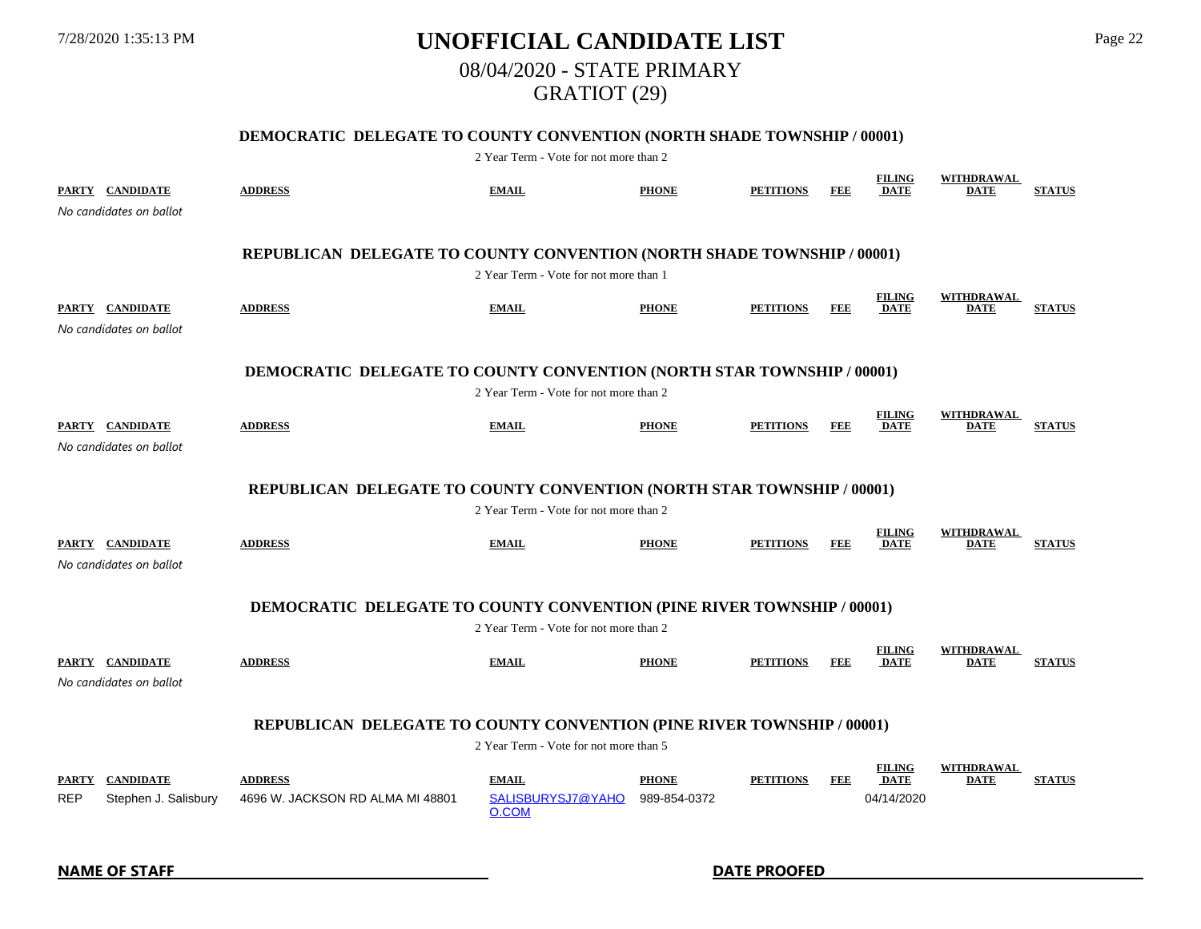# UNOFFICIAL CANDIDATE LIST

## 08/04/2020 - STATE PRIMARY

## GRATIOT (29)

### DEMOCRATIC DELEGATE TO COUNTY CONVENTION (NORTH SHADE TOWNSHIP / 00001)

2 Year Term - Vote for not more than 2

| PARTY | CANDIDATE | ADDRESS | EMAIL | PHONE | PETITIONS | FEE | FILING DATE | WITHDRAWAL DATE | STATUS |
|---|---|---|---|---|---|---|---|---|---|

*No candidates on ballot*

### REPUBLICAN DELEGATE TO COUNTY CONVENTION (NORTH SHADE TOWNSHIP / 00001)

2 Year Term - Vote for not more than 1

| PARTY | CANDIDATE | ADDRESS | EMAIL | PHONE | PETITIONS | FEE | FILING DATE | WITHDRAWAL DATE | STATUS |
|---|---|---|---|---|---|---|---|---|---|

*No candidates on ballot*

### DEMOCRATIC DELEGATE TO COUNTY CONVENTION (NORTH STAR TOWNSHIP / 00001)

2 Year Term - Vote for not more than 2

| PARTY | CANDIDATE | ADDRESS | EMAIL | PHONE | PETITIONS | FEE | FILING DATE | WITHDRAWAL DATE | STATUS |
|---|---|---|---|---|---|---|---|---|---|

*No candidates on ballot*

### REPUBLICAN DELEGATE TO COUNTY CONVENTION (NORTH STAR TOWNSHIP / 00001)

2 Year Term - Vote for not more than 2

| PARTY | CANDIDATE | ADDRESS | EMAIL | PHONE | PETITIONS | FEE | FILING DATE | WITHDRAWAL DATE | STATUS |
|---|---|---|---|---|---|---|---|---|---|

*No candidates on ballot*

### DEMOCRATIC DELEGATE TO COUNTY CONVENTION (PINE RIVER TOWNSHIP / 00001)

2 Year Term - Vote for not more than 2

| PARTY | CANDIDATE | ADDRESS | EMAIL | PHONE | PETITIONS | FEE | FILING DATE | WITHDRAWAL DATE | STATUS |
|---|---|---|---|---|---|---|---|---|---|

*No candidates on ballot*

### REPUBLICAN DELEGATE TO COUNTY CONVENTION (PINE RIVER TOWNSHIP / 00001)

2 Year Term - Vote for not more than 5

| PARTY | CANDIDATE | ADDRESS | EMAIL | PHONE | PETITIONS | FEE | FILING DATE | WITHDRAWAL DATE | STATUS |
|---|---|---|---|---|---|---|---|---|---|
| REP | Stephen J. Salisbury | 4696 W. JACKSON RD ALMA MI 48801 | SALISBURYSJ7@YAHOO.COM | 989-854-0372 | | | 04/14/2020 | | |

**NAME OF STAFF** ____________________ **DATE PROOFED** ____________________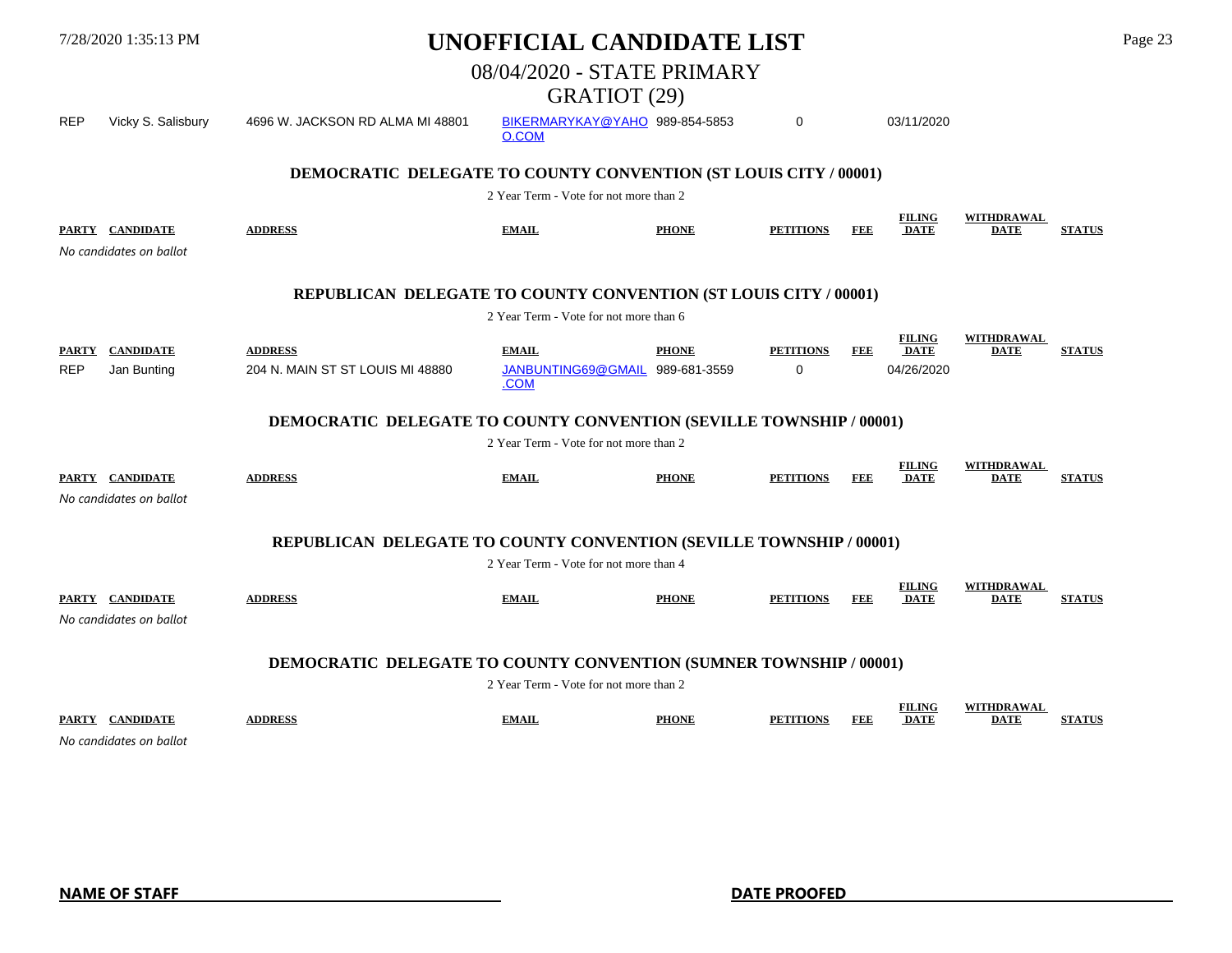| REP | Vicky S. Salisbury | 4696 W. JACKSON RD ALMA MI 48801 | BIKERMARYKAY@YAHOO.COM | 989-854-5853 | 0 | | 03/11/2020 | | |
|---|---|---|---|---|---|---|---|---|---|

### DEMOCRATIC DELEGATE TO COUNTY CONVENTION (ST LOUIS CITY / 00001)

2 Year Term - Vote for not more than 2

| PARTY | CANDIDATE | ADDRESS | EMAIL | PHONE | PETITIONS | FEE | FILING DATE | WITHDRAWAL DATE | STATUS |
|---|---|---|---|---|---|---|---|---|---|

*No candidates on ballot*

### REPUBLICAN DELEGATE TO COUNTY CONVENTION (ST LOUIS CITY / 00001)

2 Year Term - Vote for not more than 6

| PARTY | CANDIDATE | ADDRESS | EMAIL | PHONE | PETITIONS | FEE | FILING DATE | WITHDRAWAL DATE | STATUS |
|---|---|---|---|---|---|---|---|---|---|
| REP | Jan Bunting | 204 N. MAIN ST ST LOUIS MI 48880 | JANBUNTING69@GMAIL.COM | 989-681-3559 | 0 | | 04/26/2020 | | |

### DEMOCRATIC DELEGATE TO COUNTY CONVENTION (SEVILLE TOWNSHIP / 00001)

2 Year Term - Vote for not more than 2

| PARTY | CANDIDATE | ADDRESS | EMAIL | PHONE | PETITIONS | FEE | FILING DATE | WITHDRAWAL DATE | STATUS |
|---|---|---|---|---|---|---|---|---|---|

*No candidates on ballot*

### REPUBLICAN DELEGATE TO COUNTY CONVENTION (SEVILLE TOWNSHIP / 00001)

2 Year Term - Vote for not more than 4

| PARTY | CANDIDATE | ADDRESS | EMAIL | PHONE | PETITIONS | FEE | FILING DATE | WITHDRAWAL DATE | STATUS |
|---|---|---|---|---|---|---|---|---|---|

*No candidates on ballot*

### DEMOCRATIC DELEGATE TO COUNTY CONVENTION (SUMNER TOWNSHIP / 00001)

2 Year Term - Vote for not more than 2

| PARTY | CANDIDATE | ADDRESS | EMAIL | PHONE | PETITIONS | FEE | FILING DATE | WITHDRAWAL DATE | STATUS |
|---|---|---|---|---|---|---|---|---|---|

*No candidates on ballot*

**NAME OF STAFF** ______________________ **DATE PROOFED** ______________________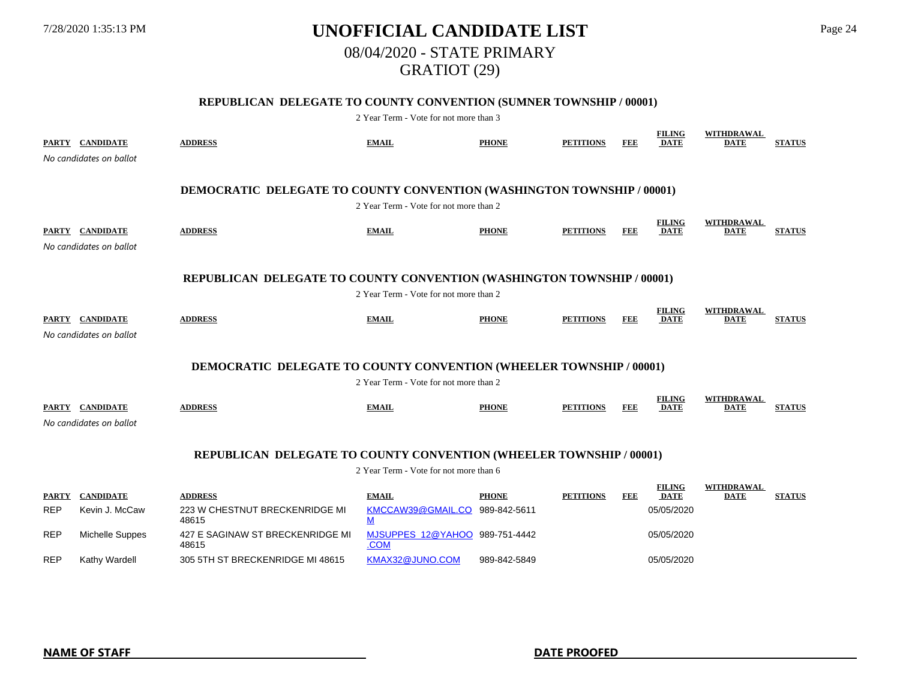# UNOFFICIAL CANDIDATE LIST

## 08/04/2020 - STATE PRIMARY

## GRATIOT (29)

### REPUBLICAN DELEGATE TO COUNTY CONVENTION (SUMNER TOWNSHIP / 00001)

2 Year Term - Vote for not more than 3

| PARTY | CANDIDATE | ADDRESS | EMAIL | PHONE | PETITIONS | FEE | FILING DATE | WITHDRAWAL DATE | STATUS |
|---|---|---|---|---|---|---|---|---|---|

*No candidates on ballot*

### DEMOCRATIC DELEGATE TO COUNTY CONVENTION (WASHINGTON TOWNSHIP / 00001)

2 Year Term - Vote for not more than 2

| PARTY | CANDIDATE | ADDRESS | EMAIL | PHONE | PETITIONS | FEE | FILING DATE | WITHDRAWAL DATE | STATUS |
|---|---|---|---|---|---|---|---|---|---|

*No candidates on ballot*

### REPUBLICAN DELEGATE TO COUNTY CONVENTION (WASHINGTON TOWNSHIP / 00001)

2 Year Term - Vote for not more than 2

| PARTY | CANDIDATE | ADDRESS | EMAIL | PHONE | PETITIONS | FEE | FILING DATE | WITHDRAWAL DATE | STATUS |
|---|---|---|---|---|---|---|---|---|---|

*No candidates on ballot*

### DEMOCRATIC DELEGATE TO COUNTY CONVENTION (WHEELER TOWNSHIP / 00001)

2 Year Term - Vote for not more than 2

| PARTY | CANDIDATE | ADDRESS | EMAIL | PHONE | PETITIONS | FEE | FILING DATE | WITHDRAWAL DATE | STATUS |
|---|---|---|---|---|---|---|---|---|---|

*No candidates on ballot*

### REPUBLICAN DELEGATE TO COUNTY CONVENTION (WHEELER TOWNSHIP / 00001)

2 Year Term - Vote for not more than 6

| PARTY | CANDIDATE | ADDRESS | EMAIL | PHONE | PETITIONS | FEE | FILING DATE | WITHDRAWAL DATE | STATUS |
|---|---|---|---|---|---|---|---|---|---|
| REP | Kevin J. McCaw | 223 W CHESTNUT BRECKENRIDGE MI 48615 | KMCCAW39@GMAIL.COM | 989-842-5611 | | | 05/05/2020 | | |
| REP | Michelle Suppes | 427 E SAGINAW ST BRECKENRIDGE MI 48615 | MJSUPPES_12@YAHOO.COM | 989-751-4442 | | | 05/05/2020 | | |
| REP | Kathy Wardell | 305 5TH ST BRECKENRIDGE MI 48615 | KMAX32@JUNO.COM | 989-842-5849 | | | 05/05/2020 | | |

**NAME OF STAFF** ______________________ **DATE PROOFED** ______________________